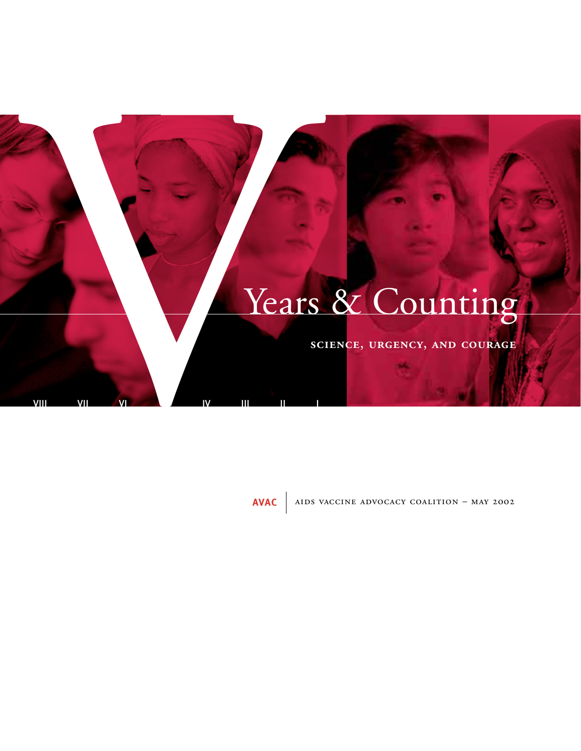# V Years & Counting

**SCIENCE, URGENCY, AND COURAGE**

VIII VII VI IV III II I

**AVAC** | AIDS VACCINE ADVOCACY COALITION – MAY 2002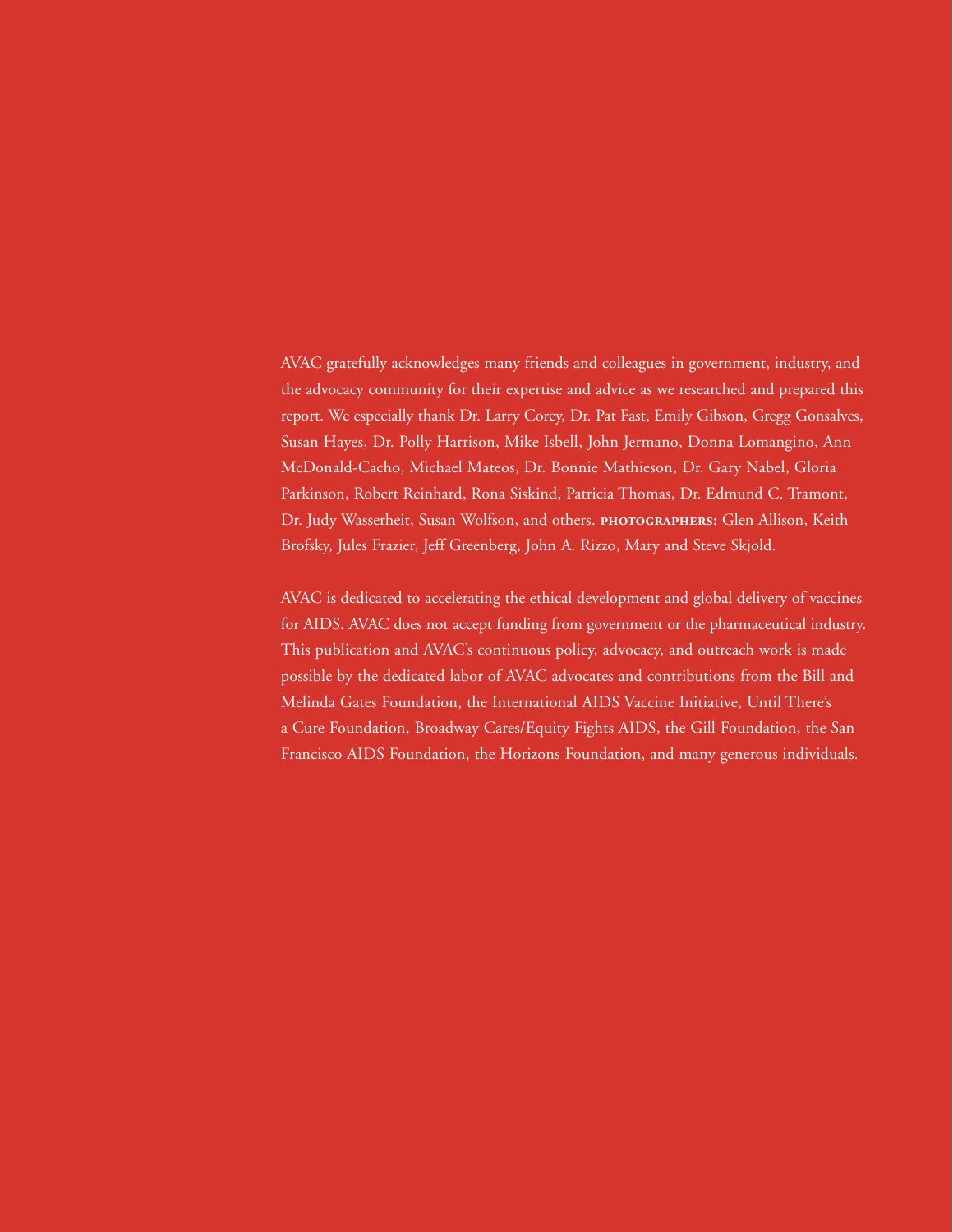AVAC gratefully acknowledges many friends and colleagues in government, industry, and the advocacy community for their expertise and advice as we researched and prepared this report. We especially thank Dr. Larry Corey, Dr. Pat Fast, Emily Gibson, Gregg Gonsalves, Susan Hayes, Dr. Polly Harrison, Mike Isbell, John Jermano, Donna Lomangino, Ann McDonald-Cacho, Michael Mateos, Dr. Bonnie Mathieson, Dr. Gary Nabel, Gloria Parkinson, Robert Reinhard, Rona Siskind, Patricia Thomas, Dr. Edmund C. Tramont, Dr. Judy Wasserheit, Susan Wolfson, and others. **PHOTOGRAPHERS:** Glen Allison, Keith Brofsky, Jules Frazier, Jeff Greenberg, John A. Rizzo, Mary and Steve Skjold.

AVAC is dedicated to accelerating the ethical development and global delivery of vaccines for AIDS. AVAC does not accept funding from government or the pharmaceutical industry. This publication and AVAC's continuous policy, advocacy, and outreach work is made possible by the dedicated labor of AVAC advocates and contributions from the Bill and Melinda Gates Foundation, the International AIDS Vaccine Initiative, Until There's a Cure Foundation, Broadway Cares/Equity Fights AIDS, the Gill Foundation, the San Francisco AIDS Foundation, the Horizons Foundation, and many generous individuals.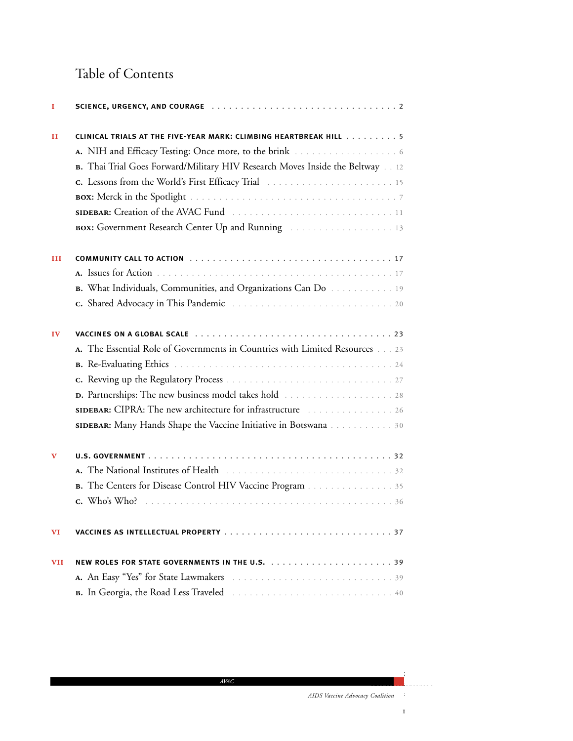# Table of Contents

**I** **SCIENCE, URGENCY, AND COURAGE** . . . . . . . . . . . . . . . . . . . . . . . . . . . . . . . . 2

**II** **CLINICAL TRIALS AT THE FIVE-YEAR MARK: CLIMBING HEARTBREAK HILL** . . . . . . . . . 5

- **A.** NIH and Efficacy Testing: Once more, to the brink . . . . . . . . . . . . . . . . . . . 6
- **B.** Thai Trial Goes Forward/Military HIV Research Moves Inside the Beltway . . 12
- **C.** Lessons from the World's First Efficacy Trial . . . . . . . . . . . . . . . . . . . . . . 15
- **BOX:** Merck in the Spotlight . . . . . . . . . . . . . . . . . . . . . . . . . . . . . . . . . . . 7
- **SIDEBAR:** Creation of the AVAC Fund . . . . . . . . . . . . . . . . . . . . . . . . . . . . 11
- **BOX:** Government Research Center Up and Running . . . . . . . . . . . . . . . . . . 13

**III** **COMMUNITY CALL TO ACTION** . . . . . . . . . . . . . . . . . . . . . . . . . . . . . . . . . . . 17

- **A.** Issues for Action . . . . . . . . . . . . . . . . . . . . . . . . . . . . . . . . . . . . . . . . 17
- **B.** What Individuals, Communities, and Organizations Can Do . . . . . . . . . . . 19
- **C.** Shared Advocacy in This Pandemic . . . . . . . . . . . . . . . . . . . . . . . . . . . . 20

**IV** **VACCINES ON A GLOBAL SCALE** . . . . . . . . . . . . . . . . . . . . . . . . . . . . . . . . . . 23

- **A.** The Essential Role of Governments in Countries with Limited Resources . . . 23
- **B.** Re-Evaluating Ethics . . . . . . . . . . . . . . . . . . . . . . . . . . . . . . . . . . . . . . 24
- **C.** Revving up the Regulatory Process . . . . . . . . . . . . . . . . . . . . . . . . . . . . 27
- **D.** Partnerships: The new business model takes hold . . . . . . . . . . . . . . . . . . 28
- **SIDEBAR:** CIPRA: The new architecture for infrastructure . . . . . . . . . . . . . . . 26
- **SIDEBAR:** Many Hands Shape the Vaccine Initiative in Botswana . . . . . . . . . . . 30

**V** **U.S. GOVERNMENT** . . . . . . . . . . . . . . . . . . . . . . . . . . . . . . . . . . . . . . . . . . . 32

- **A.** The National Institutes of Health . . . . . . . . . . . . . . . . . . . . . . . . . . . . . . 32
- **B.** The Centers for Disease Control HIV Vaccine Program . . . . . . . . . . . . . . . 35
- **C.** Who's Who? . . . . . . . . . . . . . . . . . . . . . . . . . . . . . . . . . . . . . . . . . . . 36

**VI** **VACCINES AS INTELLECTUAL PROPERTY** . . . . . . . . . . . . . . . . . . . . . . . . . . . . 37

**VII** **NEW ROLES FOR STATE GOVERNMENTS IN THE U.S.** . . . . . . . . . . . . . . . . . . . . . 39

- **A.** An Easy "Yes" for State Lawmakers . . . . . . . . . . . . . . . . . . . . . . . . . . . . 39
- **B.** In Georgia, the Road Less Traveled . . . . . . . . . . . . . . . . . . . . . . . . . . . . 40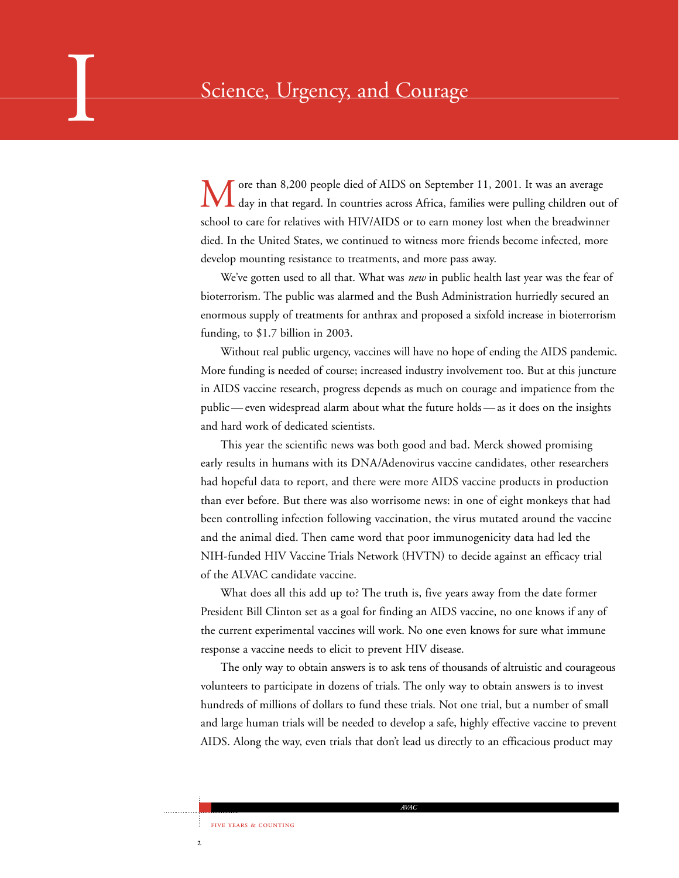# I Science, Urgency, and Courage

More than 8,200 people died of AIDS on September 11, 2001. It was an average day in that regard. In countries across Africa, families were pulling children out of school to care for relatives with HIV/AIDS or to earn money lost when the breadwinner died. In the United States, we continued to witness more friends become infected, more develop mounting resistance to treatments, and more pass away.

We've gotten used to all that. What was *new* in public health last year was the fear of bioterrorism. The public was alarmed and the Bush Administration hurriedly secured an enormous supply of treatments for anthrax and proposed a sixfold increase in bioterrorism funding, to $1.7 billion in 2003.

Without real public urgency, vaccines will have no hope of ending the AIDS pandemic. More funding is needed of course; increased industry involvement too. But at this juncture in AIDS vaccine research, progress depends as much on courage and impatience from the public — even widespread alarm about what the future holds — as it does on the insights and hard work of dedicated scientists.

This year the scientific news was both good and bad. Merck showed promising early results in humans with its DNA/Adenovirus vaccine candidates, other researchers had hopeful data to report, and there were more AIDS vaccine products in production than ever before. But there was also worrisome news: in one of eight monkeys that had been controlling infection following vaccination, the virus mutated around the vaccine and the animal died. Then came word that poor immunogenicity data had led the NIH-funded HIV Vaccine Trials Network (HVTN) to decide against an efficacy trial of the ALVAC candidate vaccine.

What does all this add up to? The truth is, five years away from the date former President Bill Clinton set as a goal for finding an AIDS vaccine, no one knows if any of the current experimental vaccines will work. No one even knows for sure what immune response a vaccine needs to elicit to prevent HIV disease.

The only way to obtain answers is to ask tens of thousands of altruistic and courageous volunteers to participate in dozens of trials. The only way to obtain answers is to invest hundreds of millions of dollars to fund these trials. Not one trial, but a number of small and large human trials will be needed to develop a safe, highly effective vaccine to prevent AIDS. Along the way, even trials that don't lead us directly to an efficacious product may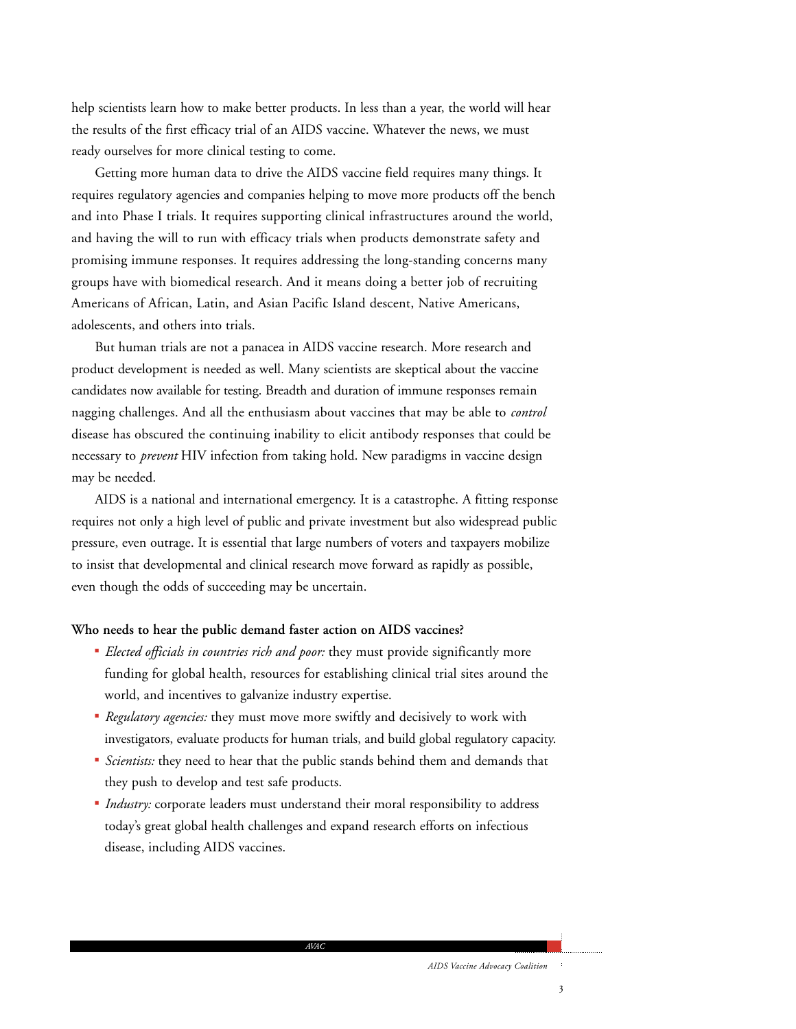help scientists learn how to make better products. In less than a year, the world will hear the results of the first efficacy trial of an AIDS vaccine. Whatever the news, we must ready ourselves for more clinical testing to come.

Getting more human data to drive the AIDS vaccine field requires many things. It requires regulatory agencies and companies helping to move more products off the bench and into Phase I trials. It requires supporting clinical infrastructures around the world, and having the will to run with efficacy trials when products demonstrate safety and promising immune responses. It requires addressing the long-standing concerns many groups have with biomedical research. And it means doing a better job of recruiting Americans of African, Latin, and Asian Pacific Island descent, Native Americans, adolescents, and others into trials.

But human trials are not a panacea in AIDS vaccine research. More research and product development is needed as well. Many scientists are skeptical about the vaccine candidates now available for testing. Breadth and duration of immune responses remain nagging challenges. And all the enthusiasm about vaccines that may be able to *control* disease has obscured the continuing inability to elicit antibody responses that could be necessary to *prevent* HIV infection from taking hold. New paradigms in vaccine design may be needed.

AIDS is a national and international emergency. It is a catastrophe. A fitting response requires not only a high level of public and private investment but also widespread public pressure, even outrage. It is essential that large numbers of voters and taxpayers mobilize to insist that developmental and clinical research move forward as rapidly as possible, even though the odds of succeeding may be uncertain.

**Who needs to hear the public demand faster action on AIDS vaccines?**

- *Elected officials in countries rich and poor:* they must provide significantly more funding for global health, resources for establishing clinical trial sites around the world, and incentives to galvanize industry expertise.
- *Regulatory agencies:* they must move more swiftly and decisively to work with investigators, evaluate products for human trials, and build global regulatory capacity.
- *Scientists:* they need to hear that the public stands behind them and demands that they push to develop and test safe products.
- *Industry:* corporate leaders must understand their moral responsibility to address today's great global health challenges and expand research efforts on infectious disease, including AIDS vaccines.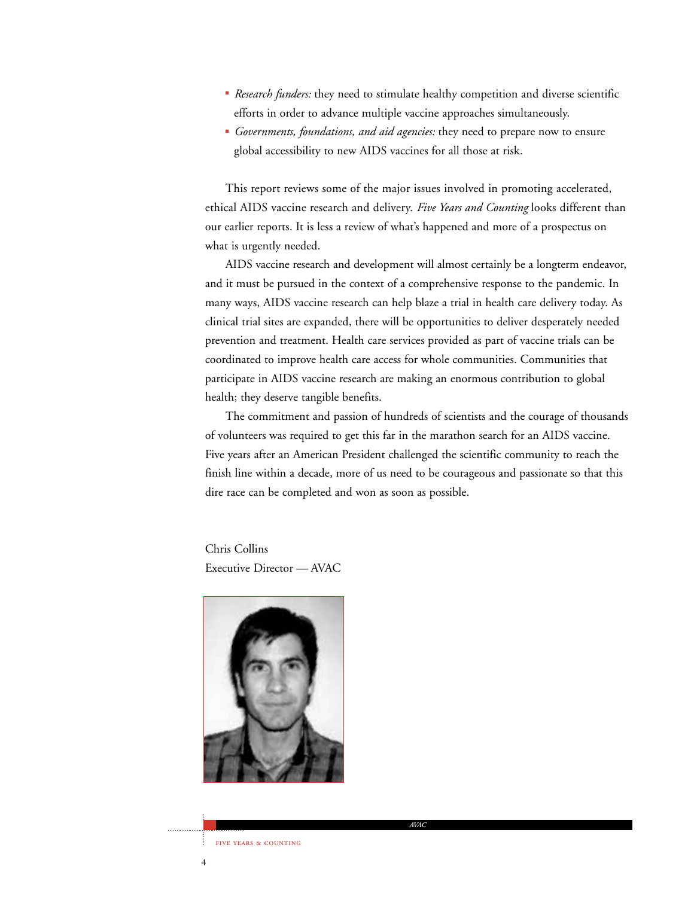- *Research funders:* they need to stimulate healthy competition and diverse scientific efforts in order to advance multiple vaccine approaches simultaneously.
- *Governments, foundations, and aid agencies:* they need to prepare now to ensure global accessibility to new AIDS vaccines for all those at risk.

This report reviews some of the major issues involved in promoting accelerated, ethical AIDS vaccine research and delivery. *Five Years and Counting* looks different than our earlier reports. It is less a review of what's happened and more of a prospectus on what is urgently needed.

AIDS vaccine research and development will almost certainly be a longterm endeavor, and it must be pursued in the context of a comprehensive response to the pandemic. In many ways, AIDS vaccine research can help blaze a trial in health care delivery today. As clinical trial sites are expanded, there will be opportunities to deliver desperately needed prevention and treatment. Health care services provided as part of vaccine trials can be coordinated to improve health care access for whole communities. Communities that participate in AIDS vaccine research are making an enormous contribution to global health; they deserve tangible benefits.

The commitment and passion of hundreds of scientists and the courage of thousands of volunteers was required to get this far in the marathon search for an AIDS vaccine. Five years after an American President challenged the scientific community to reach the finish line within a decade, more of us need to be courageous and passionate so that this dire race can be completed and won as soon as possible.

Chris Collins
Executive Director — AVAC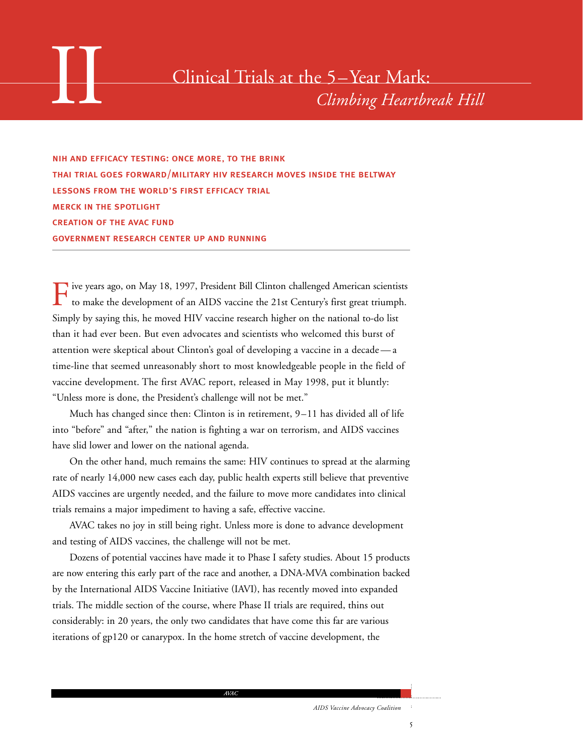# II Clinical Trials at the 5–Year Mark: *Climbing Heartbreak Hill*

**NIH AND EFFICACY TESTING: ONCE MORE, TO THE BRINK**
**THAI TRIAL GOES FORWARD/MILITARY HIV RESEARCH MOVES INSIDE THE BELTWAY**
**LESSONS FROM THE WORLD'S FIRST EFFICACY TRIAL**
**MERCK IN THE SPOTLIGHT**
**CREATION OF THE AVAC FUND**
**GOVERNMENT RESEARCH CENTER UP AND RUNNING**

---

Five years ago, on May 18, 1997, President Bill Clinton challenged American scientists to make the development of an AIDS vaccine the 21st Century's first great triumph. Simply by saying this, he moved HIV vaccine research higher on the national to-do list than it had ever been. But even advocates and scientists who welcomed this burst of attention were skeptical about Clinton's goal of developing a vaccine in a decade — a time-line that seemed unreasonably short to most knowledgeable people in the field of vaccine development. The first AVAC report, released in May 1998, put it bluntly: "Unless more is done, the President's challenge will not be met."

Much has changed since then: Clinton is in retirement, 9–11 has divided all of life into "before" and "after," the nation is fighting a war on terrorism, and AIDS vaccines have slid lower and lower on the national agenda.

On the other hand, much remains the same: HIV continues to spread at the alarming rate of nearly 14,000 new cases each day, public health experts still believe that preventive AIDS vaccines are urgently needed, and the failure to move more candidates into clinical trials remains a major impediment to having a safe, effective vaccine.

AVAC takes no joy in still being right. Unless more is done to advance development and testing of AIDS vaccines, the challenge will not be met.

Dozens of potential vaccines have made it to Phase I safety studies. About 15 products are now entering this early part of the race and another, a DNA-MVA combination backed by the International AIDS Vaccine Initiative (IAVI), has recently moved into expanded trials. The middle section of the course, where Phase II trials are required, thins out considerably: in 20 years, the only two candidates that have come this far are various iterations of gp120 or canarypox. In the home stretch of vaccine development, the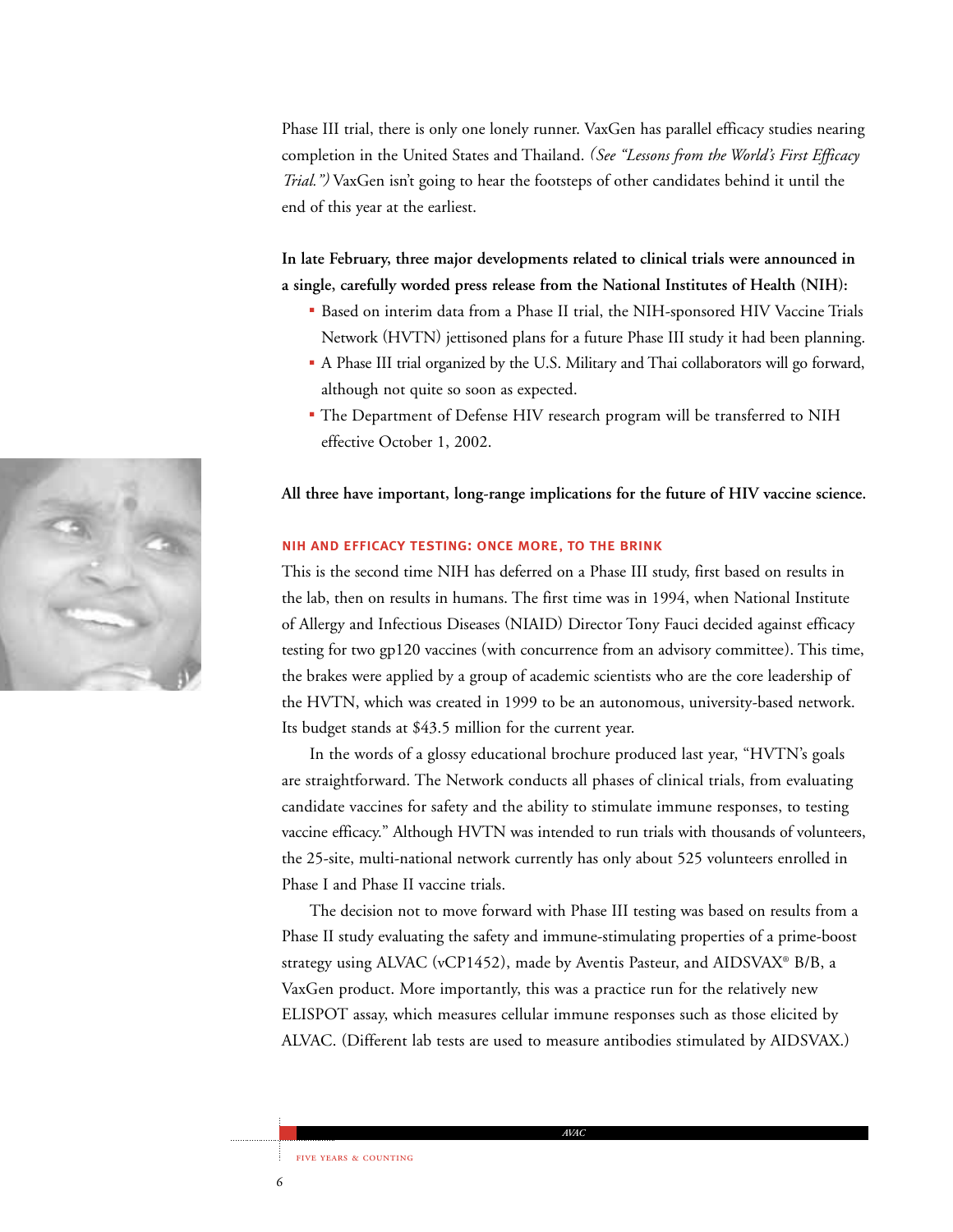Phase III trial, there is only one lonely runner. VaxGen has parallel efficacy studies nearing completion in the United States and Thailand. *(See "Lessons from the World's First Efficacy Trial.")* VaxGen isn't going to hear the footsteps of other candidates behind it until the end of this year at the earliest.

**In late February, three major developments related to clinical trials were announced in a single, carefully worded press release from the National Institutes of Health (NIH):**

- Based on interim data from a Phase II trial, the NIH-sponsored HIV Vaccine Trials Network (HVTN) jettisoned plans for a future Phase III study it had been planning.
- A Phase III trial organized by the U.S. Military and Thai collaborators will go forward, although not quite so soon as expected.
- The Department of Defense HIV research program will be transferred to NIH effective October 1, 2002.

**All three have important, long-range implications for the future of HIV vaccine science.**

### NIH AND EFFICACY TESTING: ONCE MORE, TO THE BRINK

This is the second time NIH has deferred on a Phase III study, first based on results in the lab, then on results in humans. The first time was in 1994, when National Institute of Allergy and Infectious Diseases (NIAID) Director Tony Fauci decided against efficacy testing for two gp120 vaccines (with concurrence from an advisory committee). This time, the brakes were applied by a group of academic scientists who are the core leadership of the HVTN, which was created in 1999 to be an autonomous, university-based network. Its budget stands at $43.5 million for the current year.

In the words of a glossy educational brochure produced last year, "HVTN's goals are straightforward. The Network conducts all phases of clinical trials, from evaluating candidate vaccines for safety and the ability to stimulate immune responses, to testing vaccine efficacy." Although HVTN was intended to run trials with thousands of volunteers, the 25-site, multi-national network currently has only about 525 volunteers enrolled in Phase I and Phase II vaccine trials.

The decision not to move forward with Phase III testing was based on results from a Phase II study evaluating the safety and immune-stimulating properties of a prime-boost strategy using ALVAC (vCP1452), made by Aventis Pasteur, and AIDSVAX® B/B, a VaxGen product. More importantly, this was a practice run for the relatively new ELISPOT assay, which measures cellular immune responses such as those elicited by ALVAC. (Different lab tests are used to measure antibodies stimulated by AIDSVAX.)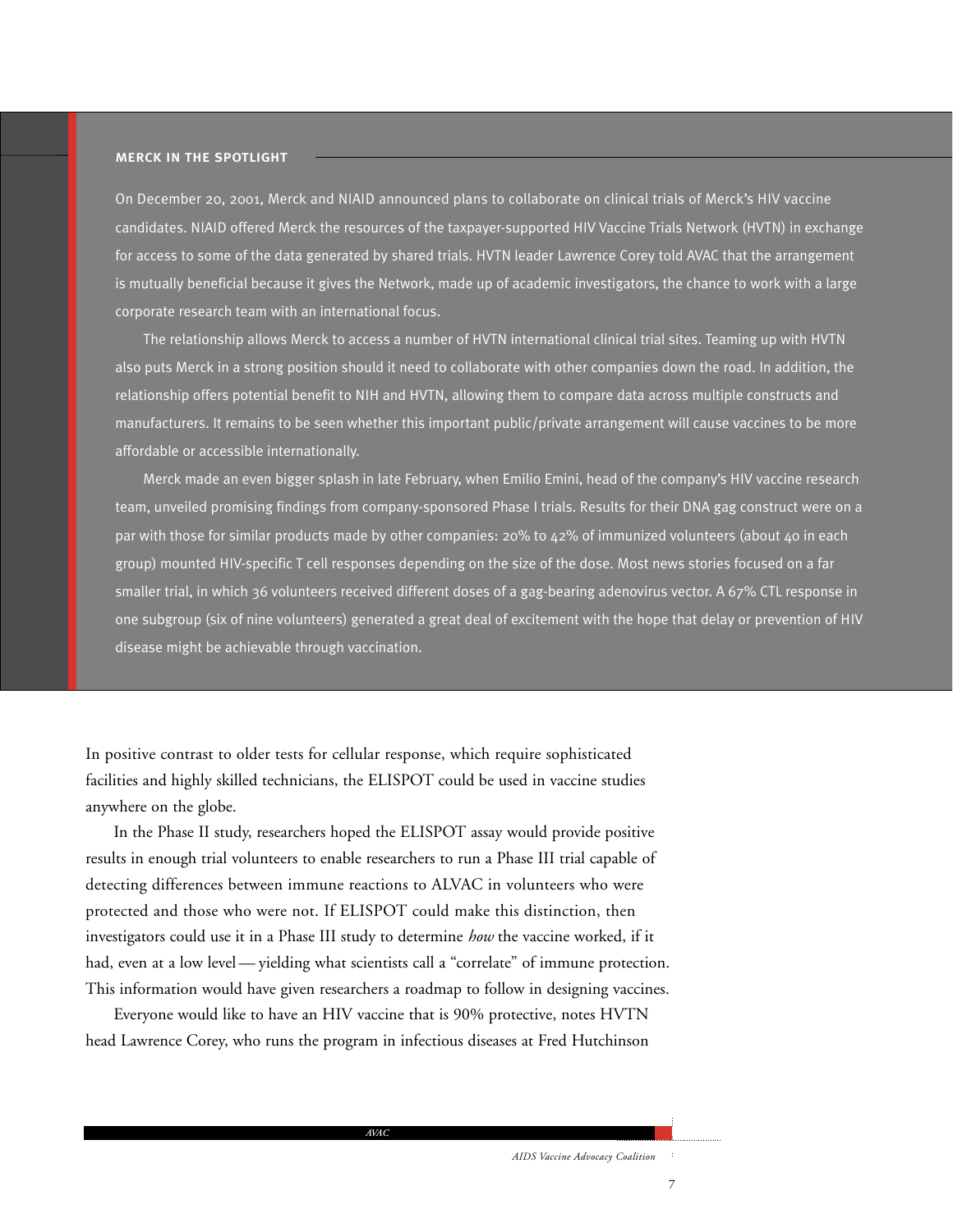## MERCK IN THE SPOTLIGHT

On December 20, 2001, Merck and NIAID announced plans to collaborate on clinical trials of Merck's HIV vaccine candidates. NIAID offered Merck the resources of the taxpayer-supported HIV Vaccine Trials Network (HVTN) in exchange for access to some of the data generated by shared trials. HVTN leader Lawrence Corey told AVAC that the arrangement is mutually beneficial because it gives the Network, made up of academic investigators, the chance to work with a large corporate research team with an international focus.

The relationship allows Merck to access a number of HVTN international clinical trial sites. Teaming up with HVTN also puts Merck in a strong position should it need to collaborate with other companies down the road. In addition, the relationship offers potential benefit to NIH and HVTN, allowing them to compare data across multiple constructs and manufacturers. It remains to be seen whether this important public/private arrangement will cause vaccines to be more affordable or accessible internationally.

Merck made an even bigger splash in late February, when Emilio Emini, head of the company's HIV vaccine research team, unveiled promising findings from company-sponsored Phase I trials. Results for their DNA gag construct were on a par with those for similar products made by other companies: 20% to 42% of immunized volunteers (about 40 in each group) mounted HIV-specific T cell responses depending on the size of the dose. Most news stories focused on a far smaller trial, in which 36 volunteers received different doses of a gag-bearing adenovirus vector. A 67% CTL response in one subgroup (six of nine volunteers) generated a great deal of excitement with the hope that delay or prevention of HIV disease might be achievable through vaccination.

In positive contrast to older tests for cellular response, which require sophisticated facilities and highly skilled technicians, the ELISPOT could be used in vaccine studies anywhere on the globe.

In the Phase II study, researchers hoped the ELISPOT assay would provide positive results in enough trial volunteers to enable researchers to run a Phase III trial capable of detecting differences between immune reactions to ALVAC in volunteers who were protected and those who were not. If ELISPOT could make this distinction, then investigators could use it in a Phase III study to determine *how* the vaccine worked, if it had, even at a low level — yielding what scientists call a "correlate" of immune protection. This information would have given researchers a roadmap to follow in designing vaccines.

Everyone would like to have an HIV vaccine that is 90% protective, notes HVTN head Lawrence Corey, who runs the program in infectious diseases at Fred Hutchinson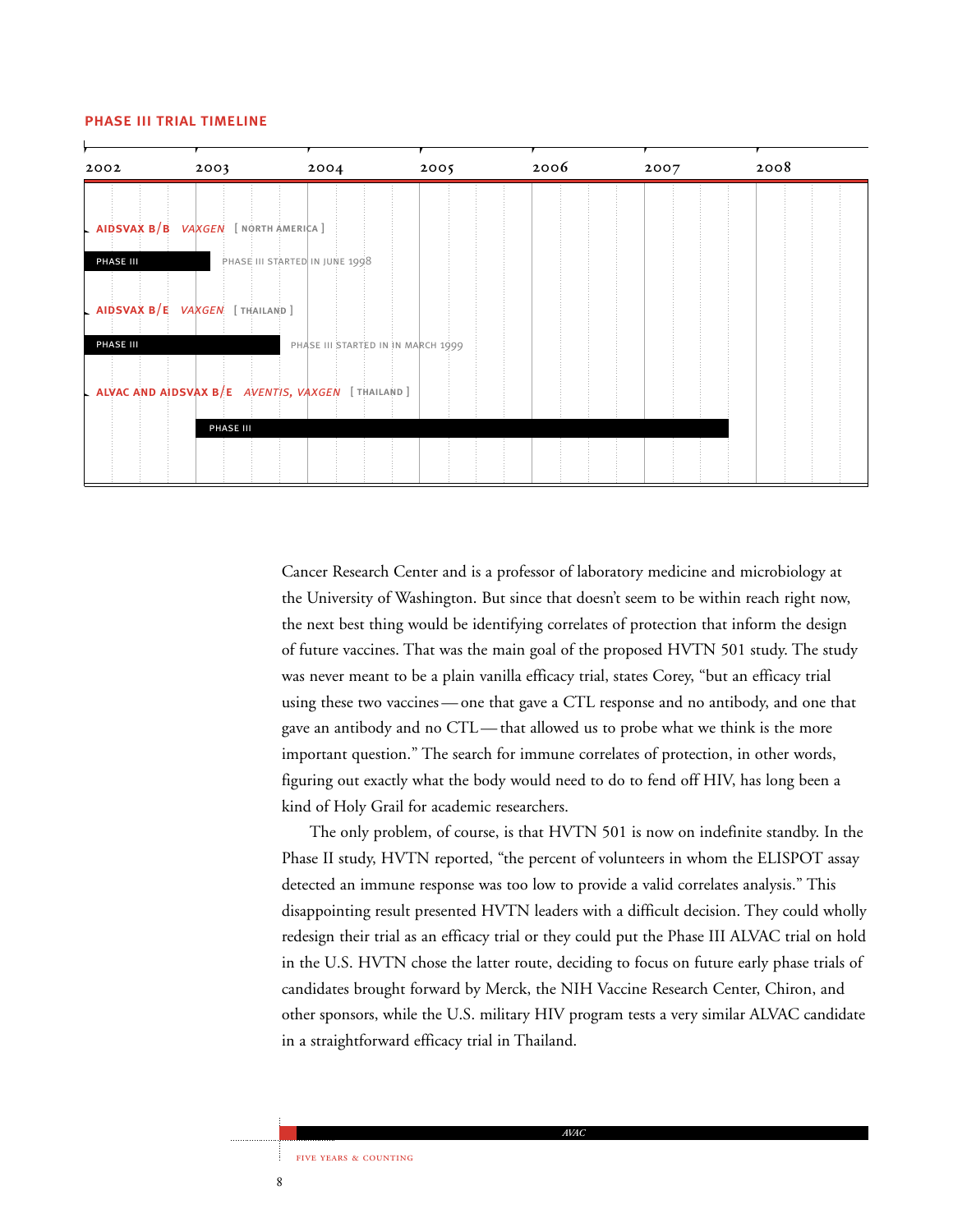## PHASE III TRIAL TIMELINE

| | 2002 | 2003 | 2004 | 2005 | 2006 | 2007 | 2008 |
|---|---|---|---|---|---|---|---|
| **AIDSVAX B/B** *VAXGEN* [ NORTH AMERICA ] — PHASE III | PHASE III STARTED IN JUNE 1998 | | | | | | |
| **AIDSVAX B/E** *VAXGEN* [ THAILAND ] — PHASE III | PHASE III STARTED IN IN MARCH 1999 | | | | | | |
| **ALVAC AND AIDSVAX B/E** *AVENTIS, VAXGEN* [ THAILAND ] — PHASE III | | | | | | | |

Cancer Research Center and is a professor of laboratory medicine and microbiology at the University of Washington. But since that doesn't seem to be within reach right now, the next best thing would be identifying correlates of protection that inform the design of future vaccines. That was the main goal of the proposed HVTN 501 study. The study was never meant to be a plain vanilla efficacy trial, states Corey, "but an efficacy trial using these two vaccines — one that gave a CTL response and no antibody, and one that gave an antibody and no CTL — that allowed us to probe what we think is the more important question." The search for immune correlates of protection, in other words, figuring out exactly what the body would need to do to fend off HIV, has long been a kind of Holy Grail for academic researchers.

The only problem, of course, is that HVTN 501 is now on indefinite standby. In the Phase II study, HVTN reported, "the percent of volunteers in whom the ELISPOT assay detected an immune response was too low to provide a valid correlates analysis." This disappointing result presented HVTN leaders with a difficult decision. They could wholly redesign their trial as an efficacy trial or they could put the Phase III ALVAC trial on hold in the U.S. HVTN chose the latter route, deciding to focus on future early phase trials of candidates brought forward by Merck, the NIH Vaccine Research Center, Chiron, and other sponsors, while the U.S. military HIV program tests a very similar ALVAC candidate in a straightforward efficacy trial in Thailand.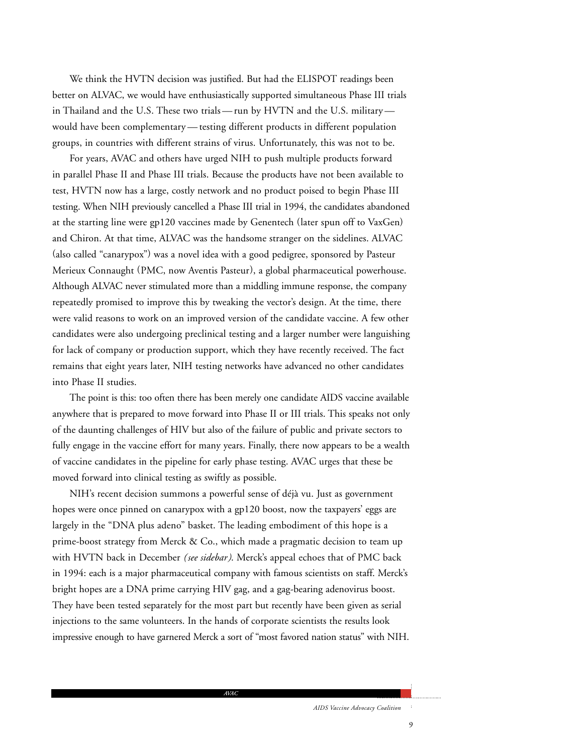We think the HVTN decision was justified. But had the ELISPOT readings been better on ALVAC, we would have enthusiastically supported simultaneous Phase III trials in Thailand and the U.S. These two trials — run by HVTN and the U.S. military — would have been complementary — testing different products in different population groups, in countries with different strains of virus. Unfortunately, this was not to be.

For years, AVAC and others have urged NIH to push multiple products forward in parallel Phase II and Phase III trials. Because the products have not been available to test, HVTN now has a large, costly network and no product poised to begin Phase III testing. When NIH previously cancelled a Phase III trial in 1994, the candidates abandoned at the starting line were gp120 vaccines made by Genentech (later spun off to VaxGen) and Chiron. At that time, ALVAC was the handsome stranger on the sidelines. ALVAC (also called "canarypox") was a novel idea with a good pedigree, sponsored by Pasteur Merieux Connaught (PMC, now Aventis Pasteur), a global pharmaceutical powerhouse. Although ALVAC never stimulated more than a middling immune response, the company repeatedly promised to improve this by tweaking the vector's design. At the time, there were valid reasons to work on an improved version of the candidate vaccine. A few other candidates were also undergoing preclinical testing and a larger number were languishing for lack of company or production support, which they have recently received. The fact remains that eight years later, NIH testing networks have advanced no other candidates into Phase II studies.

The point is this: too often there has been merely one candidate AIDS vaccine available anywhere that is prepared to move forward into Phase II or III trials. This speaks not only of the daunting challenges of HIV but also of the failure of public and private sectors to fully engage in the vaccine effort for many years. Finally, there now appears to be a wealth of vaccine candidates in the pipeline for early phase testing. AVAC urges that these be moved forward into clinical testing as swiftly as possible.

NIH's recent decision summons a powerful sense of déjà vu. Just as government hopes were once pinned on canarypox with a gp120 boost, now the taxpayers' eggs are largely in the "DNA plus adeno" basket. The leading embodiment of this hope is a prime-boost strategy from Merck & Co., which made a pragmatic decision to team up with HVTN back in December *(see sidebar)*. Merck's appeal echoes that of PMC back in 1994: each is a major pharmaceutical company with famous scientists on staff. Merck's bright hopes are a DNA prime carrying HIV gag, and a gag-bearing adenovirus boost. They have been tested separately for the most part but recently have been given as serial injections to the same volunteers. In the hands of corporate scientists the results look impressive enough to have garnered Merck a sort of "most favored nation status" with NIH.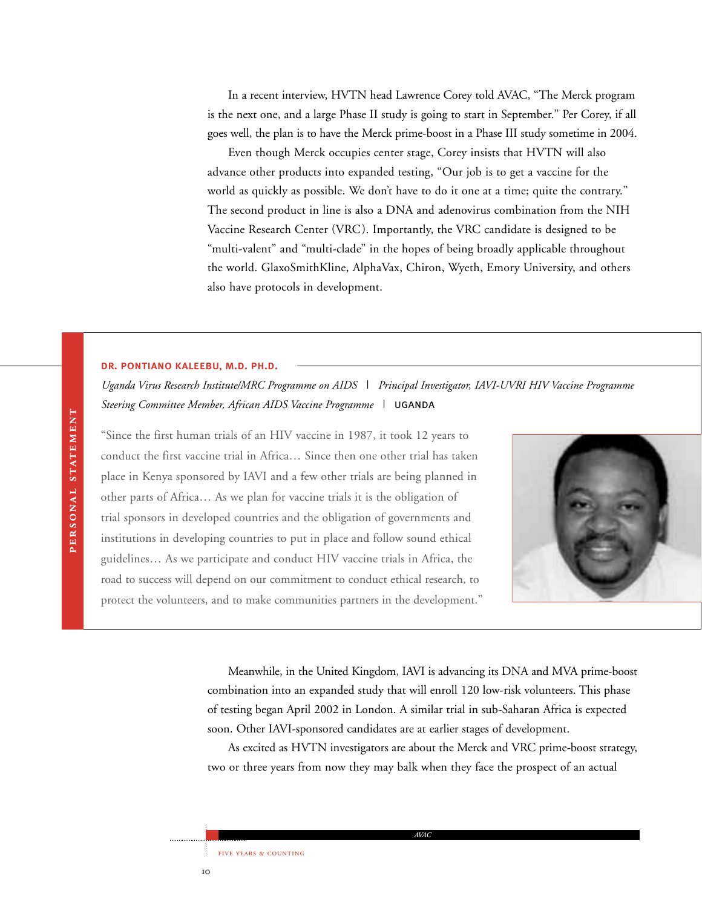In a recent interview, HVTN head Lawrence Corey told AVAC, "The Merck program is the next one, and a large Phase II study is going to start in September." Per Corey, if all goes well, the plan is to have the Merck prime-boost in a Phase III study sometime in 2004.

Even though Merck occupies center stage, Corey insists that HVTN will also advance other products into expanded testing, "Our job is to get a vaccine for the world as quickly as possible. We don't have to do it one at a time; quite the contrary." The second product in line is also a DNA and adenovirus combination from the NIH Vaccine Research Center (VRC). Importantly, the VRC candidate is designed to be "multi-valent" and "multi-clade" in the hopes of being broadly applicable throughout the world. GlaxoSmithKline, AlphaVax, Chiron, Wyeth, Emory University, and others also have protocols in development.

**PERSONAL STATEMENT**

**DR. PONTIANO KALEEBU, M.D. PH.D.**

*Uganda Virus Research Institute/MRC Programme on AIDS* | *Principal Investigator, IAVI-UVRI HIV Vaccine Programme*
*Steering Committee Member, African AIDS Vaccine Programme* | UGANDA

"Since the first human trials of an HIV vaccine in 1987, it took 12 years to conduct the first vaccine trial in Africa… Since then one other trial has taken place in Kenya sponsored by IAVI and a few other trials are being planned in other parts of Africa… As we plan for vaccine trials it is the obligation of trial sponsors in developed countries and the obligation of governments and institutions in developing countries to put in place and follow sound ethical guidelines… As we participate and conduct HIV vaccine trials in Africa, the road to success will depend on our commitment to conduct ethical research, to protect the volunteers, and to make communities partners in the development."

Meanwhile, in the United Kingdom, IAVI is advancing its DNA and MVA prime-boost combination into an expanded study that will enroll 120 low-risk volunteers. This phase of testing began April 2002 in London. A similar trial in sub-Saharan Africa is expected soon. Other IAVI-sponsored candidates are at earlier stages of development.

As excited as HVTN investigators are about the Merck and VRC prime-boost strategy, two or three years from now they may balk when they face the prospect of an actual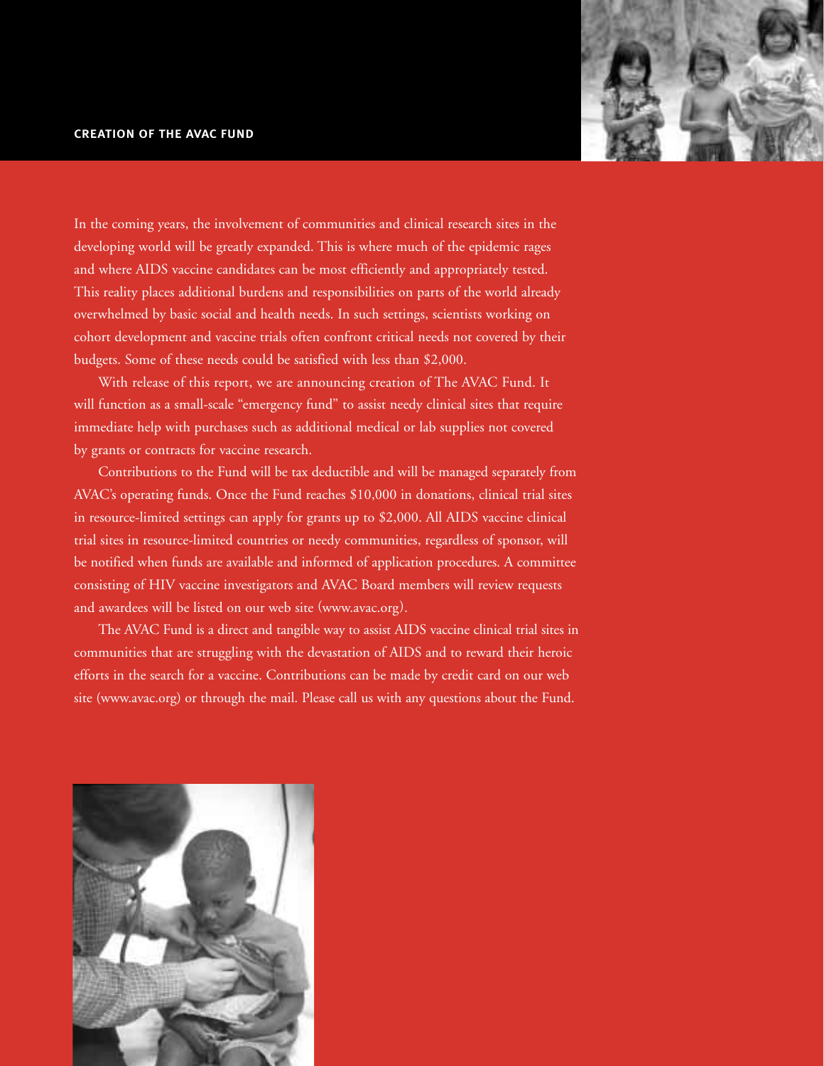## CREATION OF THE AVAC FUND

In the coming years, the involvement of communities and clinical research sites in the developing world will be greatly expanded. This is where much of the epidemic rages and where AIDS vaccine candidates can be most efficiently and appropriately tested. This reality places additional burdens and responsibilities on parts of the world already overwhelmed by basic social and health needs. In such settings, scientists working on cohort development and vaccine trials often confront critical needs not covered by their budgets. Some of these needs could be satisfied with less than $2,000.

With release of this report, we are announcing creation of The AVAC Fund. It will function as a small-scale "emergency fund" to assist needy clinical sites that require immediate help with purchases such as additional medical or lab supplies not covered by grants or contracts for vaccine research.

Contributions to the Fund will be tax deductible and will be managed separately from AVAC's operating funds. Once the Fund reaches $10,000 in donations, clinical trial sites in resource-limited settings can apply for grants up to $2,000. All AIDS vaccine clinical trial sites in resource-limited countries or needy communities, regardless of sponsor, will be notified when funds are available and informed of application procedures. A committee consisting of HIV vaccine investigators and AVAC Board members will review requests and awardees will be listed on our web site (www.avac.org).

The AVAC Fund is a direct and tangible way to assist AIDS vaccine clinical trial sites in communities that are struggling with the devastation of AIDS and to reward their heroic efforts in the search for a vaccine. Contributions can be made by credit card on our web site (www.avac.org) or through the mail. Please call us with any questions about the Fund.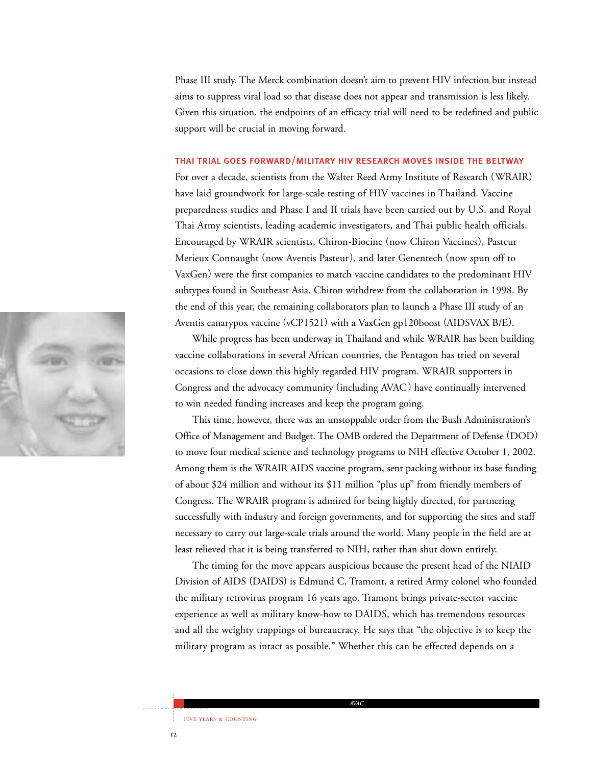Phase III study. The Merck combination doesn't aim to prevent HIV infection but instead aims to suppress viral load so that disease does not appear and transmission is less likely. Given this situation, the endpoints of an efficacy trial will need to be redefined and public support will be crucial in moving forward.

## THAI TRIAL GOES FORWARD/MILITARY HIV RESEARCH MOVES INSIDE THE BELTWAY

For over a decade, scientists from the Walter Reed Army Institute of Research (WRAIR) have laid groundwork for large-scale testing of HIV vaccines in Thailand. Vaccine preparedness studies and Phase I and II trials have been carried out by U.S. and Royal Thai Army scientists, leading academic investigators, and Thai public health officials. Encouraged by WRAIR scientists, Chiron-Biocine (now Chiron Vaccines), Pasteur Merieux Connaught (now Aventis Pasteur), and later Genentech (now spun off to VaxGen) were the first companies to match vaccine candidates to the predominant HIV subtypes found in Southeast Asia. Chiron withdrew from the collaboration in 1998. By the end of this year, the remaining collaborators plan to launch a Phase III study of an Aventis canarypox vaccine (vCP1521) with a VaxGen gp120boost (AIDSVAX B/E).

While progress has been underway in Thailand and while WRAIR has been building vaccine collaborations in several African countries, the Pentagon has tried on several occasions to close down this highly regarded HIV program. WRAIR supporters in Congress and the advocacy community (including AVAC) have continually intervened to win needed funding increases and keep the program going.

This time, however, there was an unstoppable order from the Bush Administration's Office of Management and Budget. The OMB ordered the Department of Defense (DOD) to move four medical science and technology programs to NIH effective October 1, 2002. Among them is the WRAIR AIDS vaccine program, sent packing without its base funding of about $24 million and without its $11 million "plus up" from friendly members of Congress. The WRAIR program is admired for being highly directed, for partnering successfully with industry and foreign governments, and for supporting the sites and staff necessary to carry out large-scale trials around the world. Many people in the field are at least relieved that it is being transferred to NIH, rather than shut down entirely.

The timing for the move appears auspicious because the present head of the NIAID Division of AIDS (DAIDS) is Edmund C. Tramont, a retired Army colonel who founded the military retrovirus program 16 years ago. Tramont brings private-sector vaccine experience as well as military know-how to DAIDS, which has tremendous resources and all the weighty trappings of bureaucracy. He says that "the objective is to keep the military program as intact as possible." Whether this can be effected depends on a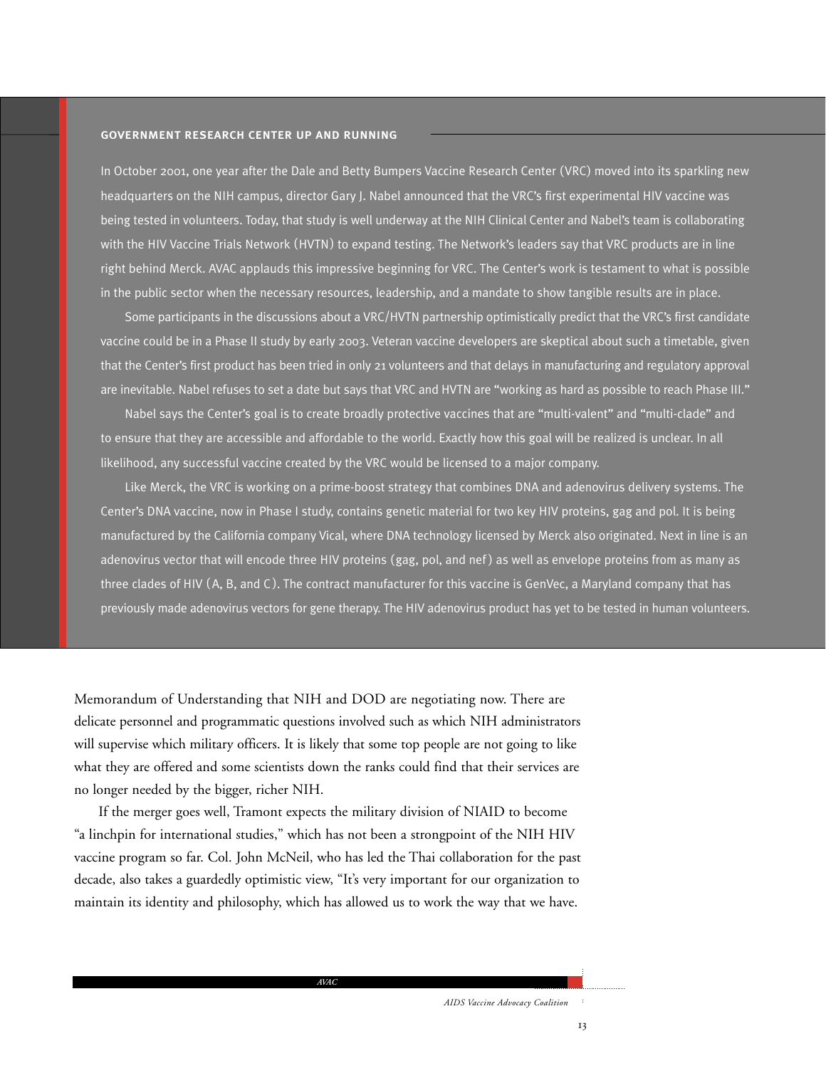### GOVERNMENT RESEARCH CENTER UP AND RUNNING

In October 2001, one year after the Dale and Betty Bumpers Vaccine Research Center (VRC) moved into its sparkling new headquarters on the NIH campus, director Gary J. Nabel announced that the VRC's first experimental HIV vaccine was being tested in volunteers. Today, that study is well underway at the NIH Clinical Center and Nabel's team is collaborating with the HIV Vaccine Trials Network (HVTN) to expand testing. The Network's leaders say that VRC products are in line right behind Merck. AVAC applauds this impressive beginning for VRC. The Center's work is testament to what is possible in the public sector when the necessary resources, leadership, and a mandate to show tangible results are in place.

Some participants in the discussions about a VRC/HVTN partnership optimistically predict that the VRC's first candidate vaccine could be in a Phase II study by early 2003. Veteran vaccine developers are skeptical about such a timetable, given that the Center's first product has been tried in only 21 volunteers and that delays in manufacturing and regulatory approval are inevitable. Nabel refuses to set a date but says that VRC and HVTN are "working as hard as possible to reach Phase III."

Nabel says the Center's goal is to create broadly protective vaccines that are "multi-valent" and "multi-clade" and to ensure that they are accessible and affordable to the world. Exactly how this goal will be realized is unclear. In all likelihood, any successful vaccine created by the VRC would be licensed to a major company.

Like Merck, the VRC is working on a prime-boost strategy that combines DNA and adenovirus delivery systems. The Center's DNA vaccine, now in Phase I study, contains genetic material for two key HIV proteins, gag and pol. It is being manufactured by the California company Vical, where DNA technology licensed by Merck also originated. Next in line is an adenovirus vector that will encode three HIV proteins (gag, pol, and nef) as well as envelope proteins from as many as three clades of HIV (A, B, and C). The contract manufacturer for this vaccine is GenVec, a Maryland company that has previously made adenovirus vectors for gene therapy. The HIV adenovirus product has yet to be tested in human volunteers.

Memorandum of Understanding that NIH and DOD are negotiating now. There are delicate personnel and programmatic questions involved such as which NIH administrators will supervise which military officers. It is likely that some top people are not going to like what they are offered and some scientists down the ranks could find that their services are no longer needed by the bigger, richer NIH.

If the merger goes well, Tramont expects the military division of NIAID to become "a linchpin for international studies," which has not been a strongpoint of the NIH HIV vaccine program so far. Col. John McNeil, who has led the Thai collaboration for the past decade, also takes a guardedly optimistic view, "It's very important for our organization to maintain its identity and philosophy, which has allowed us to work the way that we have.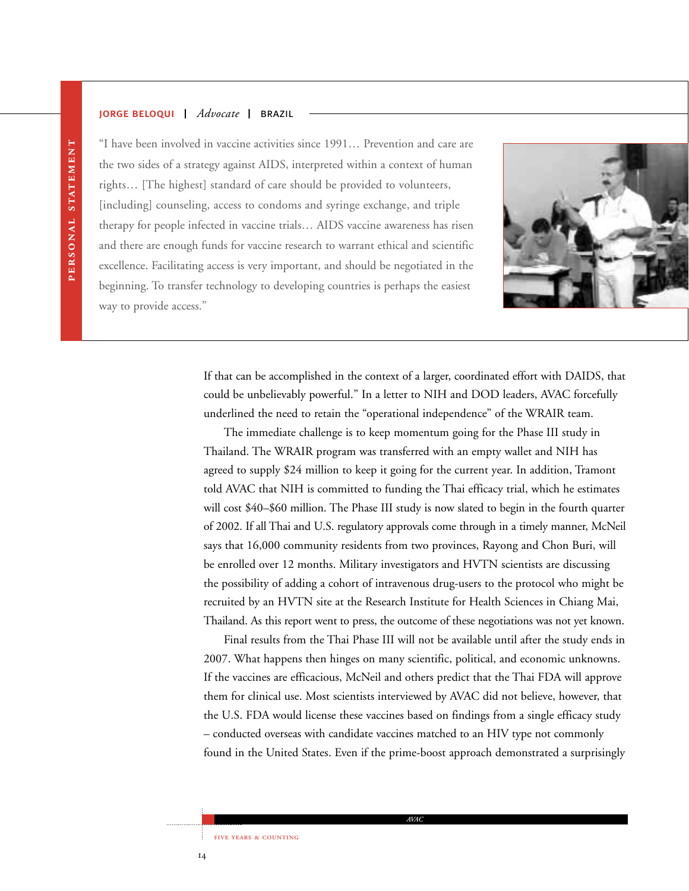**PERSONAL STATEMENT**

**JORGE BELOQUI** | *Advocate* | BRAZIL

"I have been involved in vaccine activities since 1991… Prevention and care are the two sides of a strategy against AIDS, interpreted within a context of human rights… [The highest] standard of care should be provided to volunteers, [including] counseling, access to condoms and syringe exchange, and triple therapy for people infected in vaccine trials… AIDS vaccine awareness has risen and there are enough funds for vaccine research to warrant ethical and scientific excellence. Facilitating access is very important, and should be negotiated in the beginning. To transfer technology to developing countries is perhaps the easiest way to provide access."

If that can be accomplished in the context of a larger, coordinated effort with DAIDS, that could be unbelievably powerful." In a letter to NIH and DOD leaders, AVAC forcefully underlined the need to retain the "operational independence" of the WRAIR team.

The immediate challenge is to keep momentum going for the Phase III study in Thailand. The WRAIR program was transferred with an empty wallet and NIH has agreed to supply $24 million to keep it going for the current year. In addition, Tramont told AVAC that NIH is committed to funding the Thai efficacy trial, which he estimates will cost $40–$60 million. The Phase III study is now slated to begin in the fourth quarter of 2002. If all Thai and U.S. regulatory approvals come through in a timely manner, McNeil says that 16,000 community residents from two provinces, Rayong and Chon Buri, will be enrolled over 12 months. Military investigators and HVTN scientists are discussing the possibility of adding a cohort of intravenous drug-users to the protocol who might be recruited by an HVTN site at the Research Institute for Health Sciences in Chiang Mai, Thailand. As this report went to press, the outcome of these negotiations was not yet known.

Final results from the Thai Phase III will not be available until after the study ends in 2007. What happens then hinges on many scientific, political, and economic unknowns. If the vaccines are efficacious, McNeil and others predict that the Thai FDA will approve them for clinical use. Most scientists interviewed by AVAC did not believe, however, that the U.S. FDA would license these vaccines based on findings from a single efficacy study – conducted overseas with candidate vaccines matched to an HIV type not commonly found in the United States. Even if the prime-boost approach demonstrated a surprisingly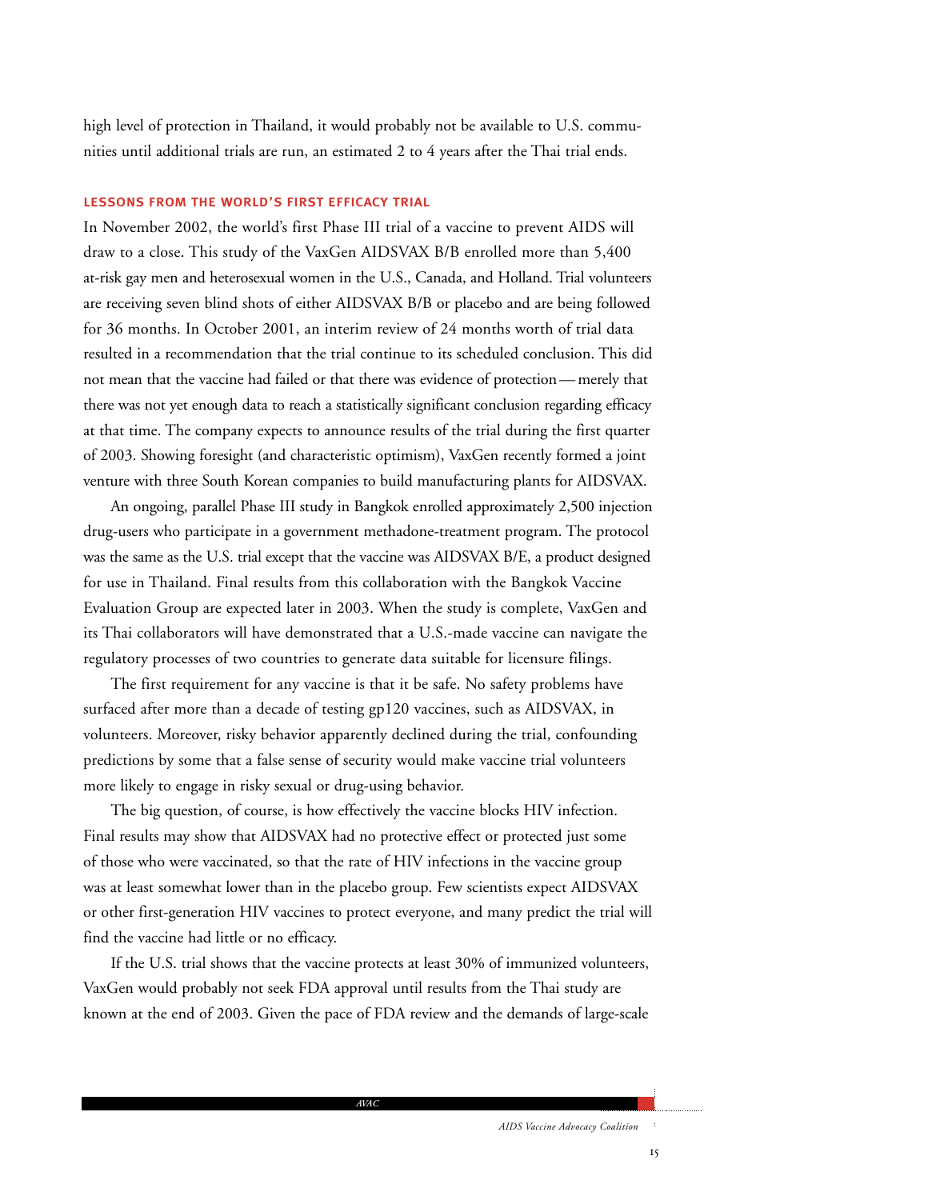high level of protection in Thailand, it would probably not be available to U.S. communities until additional trials are run, an estimated 2 to 4 years after the Thai trial ends.

## LESSONS FROM THE WORLD'S FIRST EFFICACY TRIAL

In November 2002, the world's first Phase III trial of a vaccine to prevent AIDS will draw to a close. This study of the VaxGen AIDSVAX B/B enrolled more than 5,400 at-risk gay men and heterosexual women in the U.S., Canada, and Holland. Trial volunteers are receiving seven blind shots of either AIDSVAX B/B or placebo and are being followed for 36 months. In October 2001, an interim review of 24 months worth of trial data resulted in a recommendation that the trial continue to its scheduled conclusion. This did not mean that the vaccine had failed or that there was evidence of protection—merely that there was not yet enough data to reach a statistically significant conclusion regarding efficacy at that time. The company expects to announce results of the trial during the first quarter of 2003. Showing foresight (and characteristic optimism), VaxGen recently formed a joint venture with three South Korean companies to build manufacturing plants for AIDSVAX.

An ongoing, parallel Phase III study in Bangkok enrolled approximately 2,500 injection drug-users who participate in a government methadone-treatment program. The protocol was the same as the U.S. trial except that the vaccine was AIDSVAX B/E, a product designed for use in Thailand. Final results from this collaboration with the Bangkok Vaccine Evaluation Group are expected later in 2003. When the study is complete, VaxGen and its Thai collaborators will have demonstrated that a U.S.-made vaccine can navigate the regulatory processes of two countries to generate data suitable for licensure filings.

The first requirement for any vaccine is that it be safe. No safety problems have surfaced after more than a decade of testing gp120 vaccines, such as AIDSVAX, in volunteers. Moreover, risky behavior apparently declined during the trial, confounding predictions by some that a false sense of security would make vaccine trial volunteers more likely to engage in risky sexual or drug-using behavior.

The big question, of course, is how effectively the vaccine blocks HIV infection. Final results may show that AIDSVAX had no protective effect or protected just some of those who were vaccinated, so that the rate of HIV infections in the vaccine group was at least somewhat lower than in the placebo group. Few scientists expect AIDSVAX or other first-generation HIV vaccines to protect everyone, and many predict the trial will find the vaccine had little or no efficacy.

If the U.S. trial shows that the vaccine protects at least 30% of immunized volunteers, VaxGen would probably not seek FDA approval until results from the Thai study are known at the end of 2003. Given the pace of FDA review and the demands of large-scale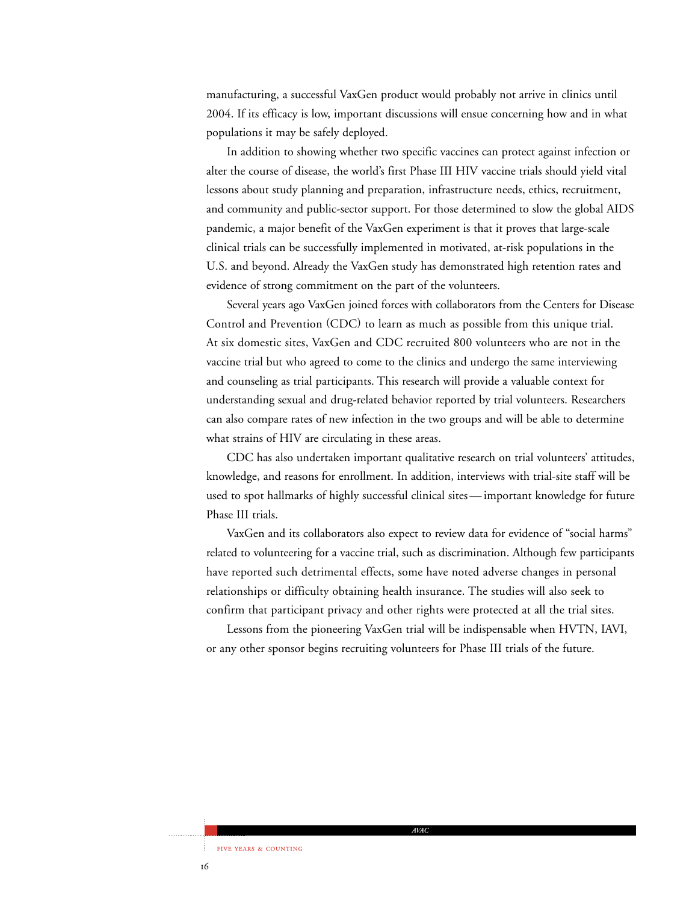manufacturing, a successful VaxGen product would probably not arrive in clinics until 2004. If its efficacy is low, important discussions will ensue concerning how and in what populations it may be safely deployed.

In addition to showing whether two specific vaccines can protect against infection or alter the course of disease, the world's first Phase III HIV vaccine trials should yield vital lessons about study planning and preparation, infrastructure needs, ethics, recruitment, and community and public-sector support. For those determined to slow the global AIDS pandemic, a major benefit of the VaxGen experiment is that it proves that large-scale clinical trials can be successfully implemented in motivated, at-risk populations in the U.S. and beyond. Already the VaxGen study has demonstrated high retention rates and evidence of strong commitment on the part of the volunteers.

Several years ago VaxGen joined forces with collaborators from the Centers for Disease Control and Prevention (CDC) to learn as much as possible from this unique trial. At six domestic sites, VaxGen and CDC recruited 800 volunteers who are not in the vaccine trial but who agreed to come to the clinics and undergo the same interviewing and counseling as trial participants. This research will provide a valuable context for understanding sexual and drug-related behavior reported by trial volunteers. Researchers can also compare rates of new infection in the two groups and will be able to determine what strains of HIV are circulating in these areas.

CDC has also undertaken important qualitative research on trial volunteers' attitudes, knowledge, and reasons for enrollment. In addition, interviews with trial-site staff will be used to spot hallmarks of highly successful clinical sites — important knowledge for future Phase III trials.

VaxGen and its collaborators also expect to review data for evidence of "social harms" related to volunteering for a vaccine trial, such as discrimination. Although few participants have reported such detrimental effects, some have noted adverse changes in personal relationships or difficulty obtaining health insurance. The studies will also seek to confirm that participant privacy and other rights were protected at all the trial sites.

Lessons from the pioneering VaxGen trial will be indispensable when HVTN, IAVI, or any other sponsor begins recruiting volunteers for Phase III trials of the future.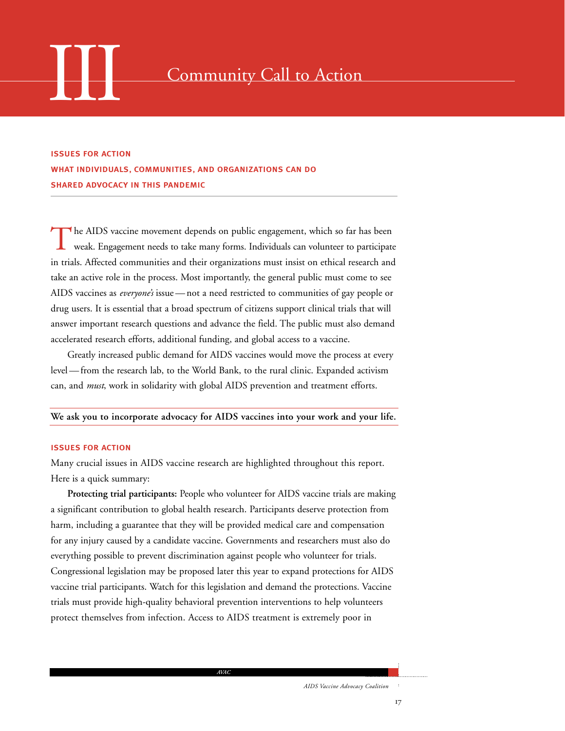# III Community Call to Action

**ISSUES FOR ACTION**
**WHAT INDIVIDUALS, COMMUNITIES, AND ORGANIZATIONS CAN DO**
**SHARED ADVOCACY IN THIS PANDEMIC**

The AIDS vaccine movement depends on public engagement, which so far has been weak. Engagement needs to take many forms. Individuals can volunteer to participate in trials. Affected communities and their organizations must insist on ethical research and take an active role in the process. Most importantly, the general public must come to see AIDS vaccines as *everyone's* issue — not a need restricted to communities of gay people or drug users. It is essential that a broad spectrum of citizens support clinical trials that will answer important research questions and advance the field. The public must also demand accelerated research efforts, additional funding, and global access to a vaccine.

Greatly increased public demand for AIDS vaccines would move the process at every level — from the research lab, to the World Bank, to the rural clinic. Expanded activism can, and *must*, work in solidarity with global AIDS prevention and treatment efforts.

**We ask you to incorporate advocacy for AIDS vaccines into your work and your life.**

## ISSUES FOR ACTION

Many crucial issues in AIDS vaccine research are highlighted throughout this report. Here is a quick summary:

**Protecting trial participants:** People who volunteer for AIDS vaccine trials are making a significant contribution to global health research. Participants deserve protection from harm, including a guarantee that they will be provided medical care and compensation for any injury caused by a candidate vaccine. Governments and researchers must also do everything possible to prevent discrimination against people who volunteer for trials. Congressional legislation may be proposed later this year to expand protections for AIDS vaccine trial participants. Watch for this legislation and demand the protections. Vaccine trials must provide high-quality behavioral prevention interventions to help volunteers protect themselves from infection. Access to AIDS treatment is extremely poor in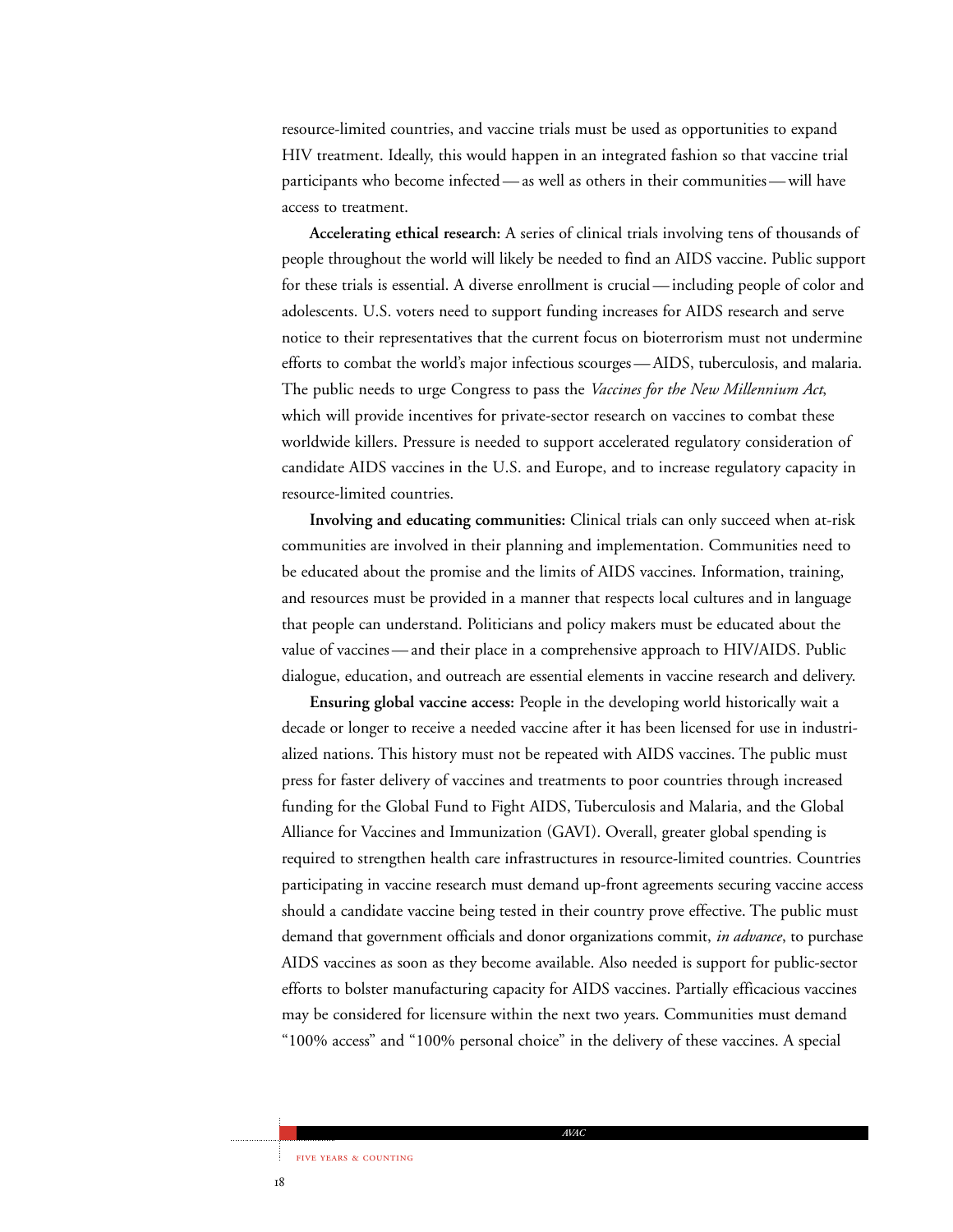resource-limited countries, and vaccine trials must be used as opportunities to expand HIV treatment. Ideally, this would happen in an integrated fashion so that vaccine trial participants who become infected — as well as others in their communities — will have access to treatment.

**Accelerating ethical research:** A series of clinical trials involving tens of thousands of people throughout the world will likely be needed to find an AIDS vaccine. Public support for these trials is essential. A diverse enrollment is crucial — including people of color and adolescents. U.S. voters need to support funding increases for AIDS research and serve notice to their representatives that the current focus on bioterrorism must not undermine efforts to combat the world's major infectious scourges — AIDS, tuberculosis, and malaria. The public needs to urge Congress to pass the *Vaccines for the New Millennium Act*, which will provide incentives for private-sector research on vaccines to combat these worldwide killers. Pressure is needed to support accelerated regulatory consideration of candidate AIDS vaccines in the U.S. and Europe, and to increase regulatory capacity in resource-limited countries.

**Involving and educating communities:** Clinical trials can only succeed when at-risk communities are involved in their planning and implementation. Communities need to be educated about the promise and the limits of AIDS vaccines. Information, training, and resources must be provided in a manner that respects local cultures and in language that people can understand. Politicians and policy makers must be educated about the value of vaccines — and their place in a comprehensive approach to HIV/AIDS. Public dialogue, education, and outreach are essential elements in vaccine research and delivery.

**Ensuring global vaccine access:** People in the developing world historically wait a decade or longer to receive a needed vaccine after it has been licensed for use in industrialized nations. This history must not be repeated with AIDS vaccines. The public must press for faster delivery of vaccines and treatments to poor countries through increased funding for the Global Fund to Fight AIDS, Tuberculosis and Malaria, and the Global Alliance for Vaccines and Immunization (GAVI). Overall, greater global spending is required to strengthen health care infrastructures in resource-limited countries. Countries participating in vaccine research must demand up-front agreements securing vaccine access should a candidate vaccine being tested in their country prove effective. The public must demand that government officials and donor organizations commit, *in advance*, to purchase AIDS vaccines as soon as they become available. Also needed is support for public-sector efforts to bolster manufacturing capacity for AIDS vaccines. Partially efficacious vaccines may be considered for licensure within the next two years. Communities must demand "100% access" and "100% personal choice" in the delivery of these vaccines. A special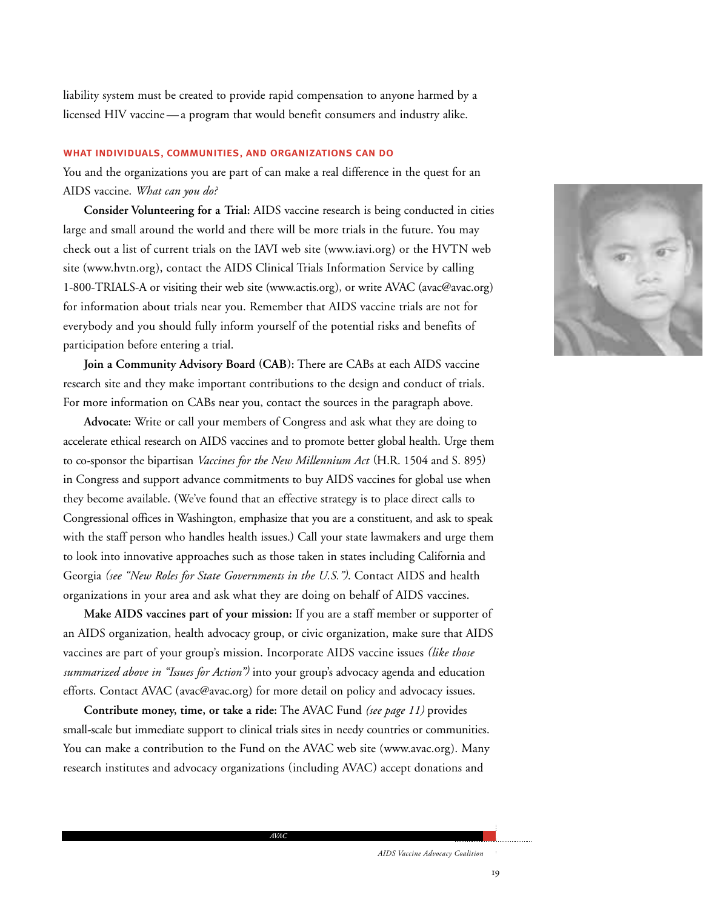liability system must be created to provide rapid compensation to anyone harmed by a licensed HIV vaccine — a program that would benefit consumers and industry alike.

### WHAT INDIVIDUALS, COMMUNITIES, AND ORGANIZATIONS CAN DO

You and the organizations you are part of can make a real difference in the quest for an AIDS vaccine. *What can you do?*

**Consider Volunteering for a Trial:** AIDS vaccine research is being conducted in cities large and small around the world and there will be more trials in the future. You may check out a list of current trials on the IAVI web site (www.iavi.org) or the HVTN web site (www.hvtn.org), contact the AIDS Clinical Trials Information Service by calling 1-800-TRIALS-A or visiting their web site (www.actis.org), or write AVAC (avac@avac.org) for information about trials near you. Remember that AIDS vaccine trials are not for everybody and you should fully inform yourself of the potential risks and benefits of participation before entering a trial.

**Join a Community Advisory Board (CAB):** There are CABs at each AIDS vaccine research site and they make important contributions to the design and conduct of trials. For more information on CABs near you, contact the sources in the paragraph above.

**Advocate:** Write or call your members of Congress and ask what they are doing to accelerate ethical research on AIDS vaccines and to promote better global health. Urge them to co-sponsor the bipartisan *Vaccines for the New Millennium Act* (H.R. 1504 and S. 895) in Congress and support advance commitments to buy AIDS vaccines for global use when they become available. (We've found that an effective strategy is to place direct calls to Congressional offices in Washington, emphasize that you are a constituent, and ask to speak with the staff person who handles health issues.) Call your state lawmakers and urge them to look into innovative approaches such as those taken in states including California and Georgia *(see "New Roles for State Governments in the U.S.")*. Contact AIDS and health organizations in your area and ask what they are doing on behalf of AIDS vaccines.

**Make AIDS vaccines part of your mission:** If you are a staff member or supporter of an AIDS organization, health advocacy group, or civic organization, make sure that AIDS vaccines are part of your group's mission. Incorporate AIDS vaccine issues *(like those summarized above in "Issues for Action")* into your group's advocacy agenda and education efforts. Contact AVAC (avac@avac.org) for more detail on policy and advocacy issues.

**Contribute money, time, or take a ride:** The AVAC Fund *(see page 11)* provides small-scale but immediate support to clinical trials sites in needy countries or communities. You can make a contribution to the Fund on the AVAC web site (www.avac.org). Many research institutes and advocacy organizations (including AVAC) accept donations and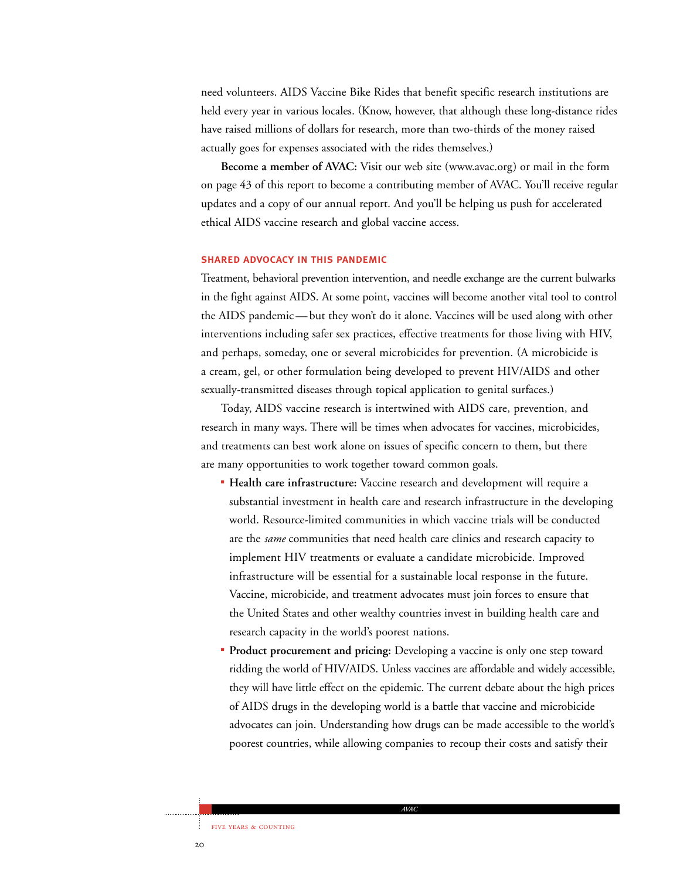need volunteers. AIDS Vaccine Bike Rides that benefit specific research institutions are held every year in various locales. (Know, however, that although these long-distance rides have raised millions of dollars for research, more than two-thirds of the money raised actually goes for expenses associated with the rides themselves.)

**Become a member of AVAC:** Visit our web site (www.avac.org) or mail in the form on page 43 of this report to become a contributing member of AVAC. You'll receive regular updates and a copy of our annual report. And you'll be helping us push for accelerated ethical AIDS vaccine research and global vaccine access.

### SHARED ADVOCACY IN THIS PANDEMIC

Treatment, behavioral prevention intervention, and needle exchange are the current bulwarks in the fight against AIDS. At some point, vaccines will become another vital tool to control the AIDS pandemic—but they won't do it alone. Vaccines will be used along with other interventions including safer sex practices, effective treatments for those living with HIV, and perhaps, someday, one or several microbicides for prevention. (A microbicide is a cream, gel, or other formulation being developed to prevent HIV/AIDS and other sexually-transmitted diseases through topical application to genital surfaces.)

Today, AIDS vaccine research is intertwined with AIDS care, prevention, and research in many ways. There will be times when advocates for vaccines, microbicides, and treatments can best work alone on issues of specific concern to them, but there are many opportunities to work together toward common goals.

- **Health care infrastructure:** Vaccine research and development will require a substantial investment in health care and research infrastructure in the developing world. Resource-limited communities in which vaccine trials will be conducted are the *same* communities that need health care clinics and research capacity to implement HIV treatments or evaluate a candidate microbicide. Improved infrastructure will be essential for a sustainable local response in the future. Vaccine, microbicide, and treatment advocates must join forces to ensure that the United States and other wealthy countries invest in building health care and research capacity in the world's poorest nations.
- **Product procurement and pricing:** Developing a vaccine is only one step toward ridding the world of HIV/AIDS. Unless vaccines are affordable and widely accessible, they will have little effect on the epidemic. The current debate about the high prices of AIDS drugs in the developing world is a battle that vaccine and microbicide advocates can join. Understanding how drugs can be made accessible to the world's poorest countries, while allowing companies to recoup their costs and satisfy their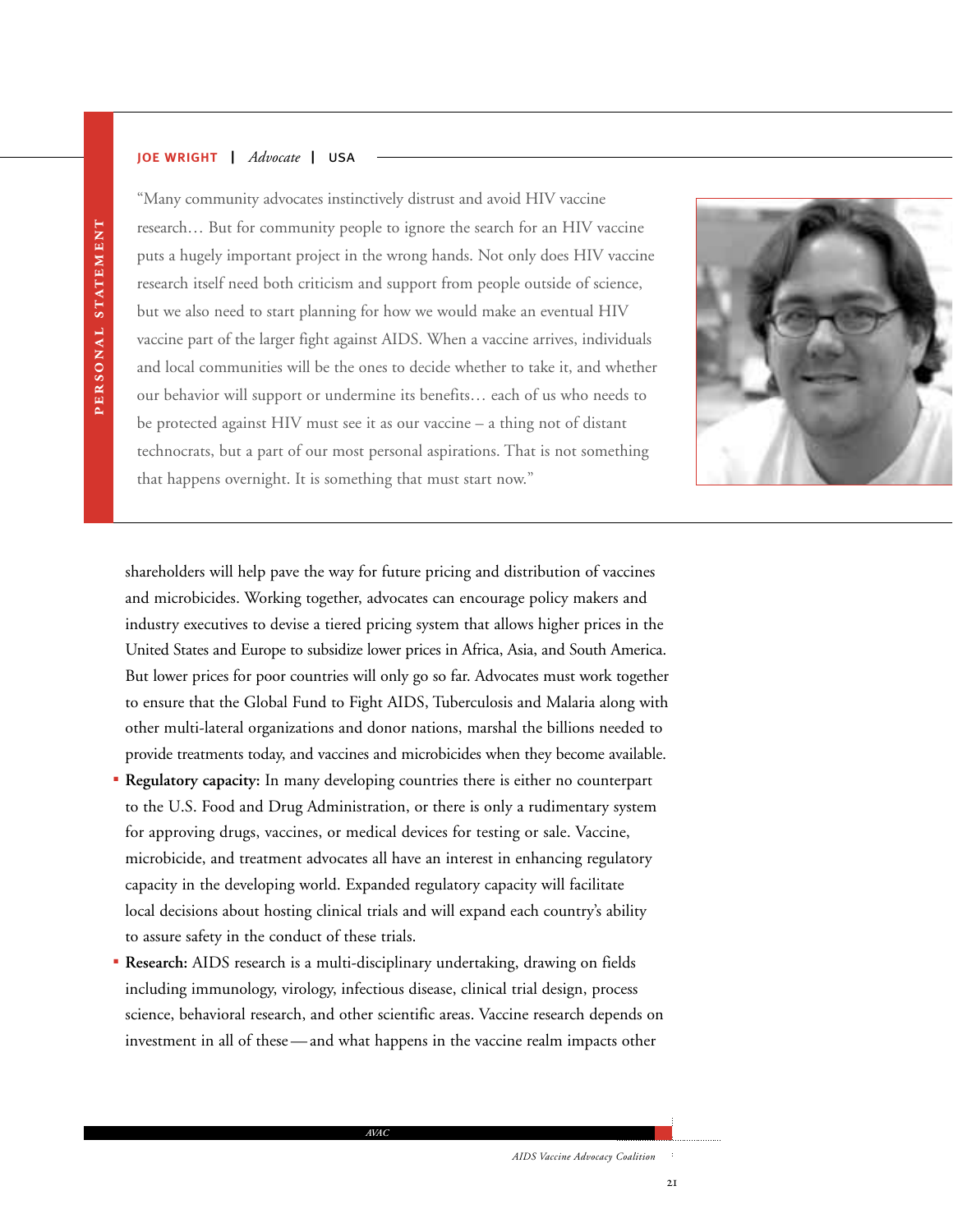PERSONAL STATEMENT

**JOE WRIGHT** | *Advocate* | USA

"Many community advocates instinctively distrust and avoid HIV vaccine research… But for community people to ignore the search for an HIV vaccine puts a hugely important project in the wrong hands. Not only does HIV vaccine research itself need both criticism and support from people outside of science, but we also need to start planning for how we would make an eventual HIV vaccine part of the larger fight against AIDS. When a vaccine arrives, individuals and local communities will be the ones to decide whether to take it, and whether our behavior will support or undermine its benefits… each of us who needs to be protected against HIV must see it as our vaccine – a thing not of distant technocrats, but a part of our most personal aspirations. That is not something that happens overnight. It is something that must start now."

shareholders will help pave the way for future pricing and distribution of vaccines and microbicides. Working together, advocates can encourage policy makers and industry executives to devise a tiered pricing system that allows higher prices in the United States and Europe to subsidize lower prices in Africa, Asia, and South America. But lower prices for poor countries will only go so far. Advocates must work together to ensure that the Global Fund to Fight AIDS, Tuberculosis and Malaria along with other multi-lateral organizations and donor nations, marshal the billions needed to provide treatments today, and vaccines and microbicides when they become available.

- **Regulatory capacity:** In many developing countries there is either no counterpart to the U.S. Food and Drug Administration, or there is only a rudimentary system for approving drugs, vaccines, or medical devices for testing or sale. Vaccine, microbicide, and treatment advocates all have an interest in enhancing regulatory capacity in the developing world. Expanded regulatory capacity will facilitate local decisions about hosting clinical trials and will expand each country's ability to assure safety in the conduct of these trials.
- **Research:** AIDS research is a multi-disciplinary undertaking, drawing on fields including immunology, virology, infectious disease, clinical trial design, process science, behavioral research, and other scientific areas. Vaccine research depends on investment in all of these — and what happens in the vaccine realm impacts other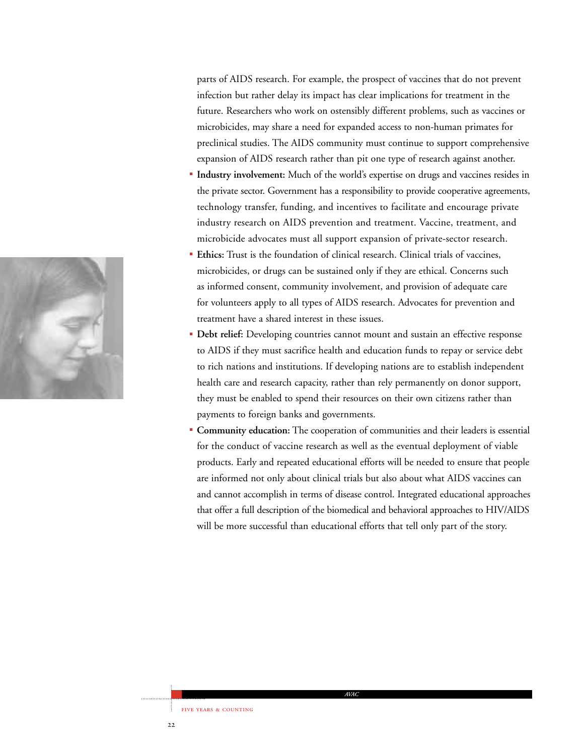parts of AIDS research. For example, the prospect of vaccines that do not prevent infection but rather delay its impact has clear implications for treatment in the future. Researchers who work on ostensibly different problems, such as vaccines or microbicides, may share a need for expanded access to non-human primates for preclinical studies. The AIDS community must continue to support comprehensive expansion of AIDS research rather than pit one type of research against another.

- **Industry involvement:** Much of the world's expertise on drugs and vaccines resides in the private sector. Government has a responsibility to provide cooperative agreements, technology transfer, funding, and incentives to facilitate and encourage private industry research on AIDS prevention and treatment. Vaccine, treatment, and microbicide advocates must all support expansion of private-sector research.
- **Ethics:** Trust is the foundation of clinical research. Clinical trials of vaccines, microbicides, or drugs can be sustained only if they are ethical. Concerns such as informed consent, community involvement, and provision of adequate care for volunteers apply to all types of AIDS research. Advocates for prevention and treatment have a shared interest in these issues.
- **Debt relief:** Developing countries cannot mount and sustain an effective response to AIDS if they must sacrifice health and education funds to repay or service debt to rich nations and institutions. If developing nations are to establish independent health care and research capacity, rather than rely permanently on donor support, they must be enabled to spend their resources on their own citizens rather than payments to foreign banks and governments.
- **Community education:** The cooperation of communities and their leaders is essential for the conduct of vaccine research as well as the eventual deployment of viable products. Early and repeated educational efforts will be needed to ensure that people are informed not only about clinical trials but also about what AIDS vaccines can and cannot accomplish in terms of disease control. Integrated educational approaches that offer a full description of the biomedical and behavioral approaches to HIV/AIDS will be more successful than educational efforts that tell only part of the story.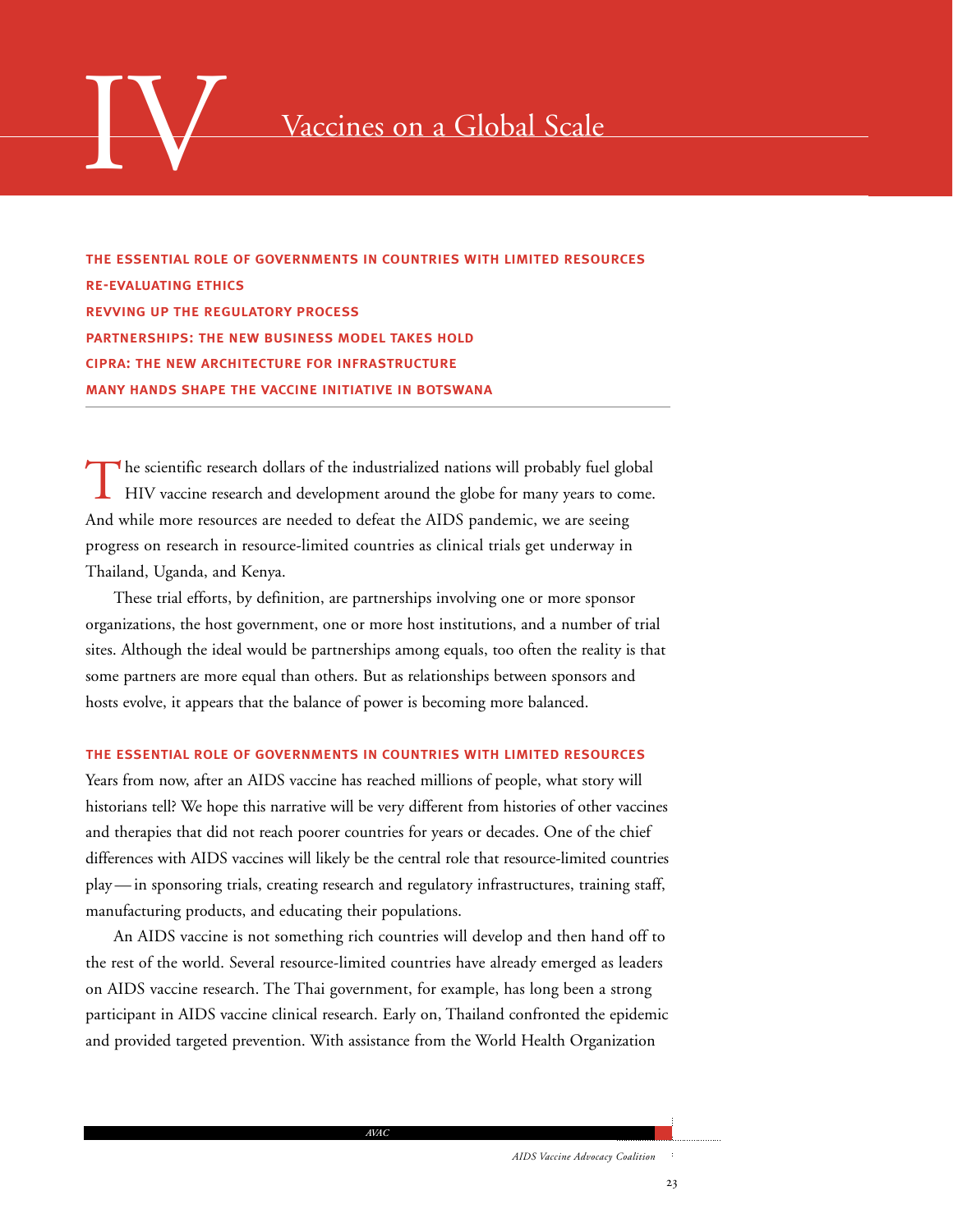# IV Vaccines on a Global Scale

**THE ESSENTIAL ROLE OF GOVERNMENTS IN COUNTRIES WITH LIMITED RESOURCES**
**RE-EVALUATING ETHICS**
**REVVING UP THE REGULATORY PROCESS**
**PARTNERSHIPS: THE NEW BUSINESS MODEL TAKES HOLD**
**CIPRA: THE NEW ARCHITECTURE FOR INFRASTRUCTURE**
**MANY HANDS SHAPE THE VACCINE INITIATIVE IN BOTSWANA**

The scientific research dollars of the industrialized nations will probably fuel global HIV vaccine research and development around the globe for many years to come. And while more resources are needed to defeat the AIDS pandemic, we are seeing progress on research in resource-limited countries as clinical trials get underway in Thailand, Uganda, and Kenya.

These trial efforts, by definition, are partnerships involving one or more sponsor organizations, the host government, one or more host institutions, and a number of trial sites. Although the ideal would be partnerships among equals, too often the reality is that some partners are more equal than others. But as relationships between sponsors and hosts evolve, it appears that the balance of power is becoming more balanced.

## THE ESSENTIAL ROLE OF GOVERNMENTS IN COUNTRIES WITH LIMITED RESOURCES

Years from now, after an AIDS vaccine has reached millions of people, what story will historians tell? We hope this narrative will be very different from histories of other vaccines and therapies that did not reach poorer countries for years or decades. One of the chief differences with AIDS vaccines will likely be the central role that resource-limited countries play — in sponsoring trials, creating research and regulatory infrastructures, training staff, manufacturing products, and educating their populations.

An AIDS vaccine is not something rich countries will develop and then hand off to the rest of the world. Several resource-limited countries have already emerged as leaders on AIDS vaccine research. The Thai government, for example, has long been a strong participant in AIDS vaccine clinical research. Early on, Thailand confronted the epidemic and provided targeted prevention. With assistance from the World Health Organization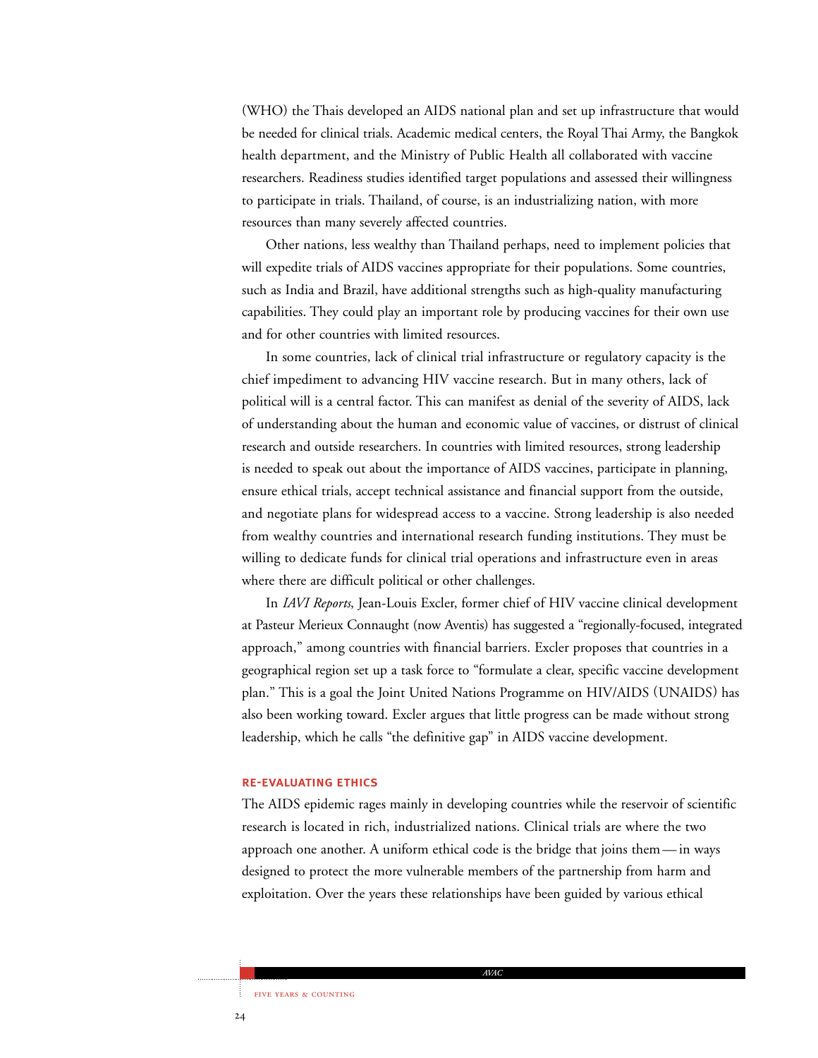(WHO) the Thais developed an AIDS national plan and set up infrastructure that would be needed for clinical trials. Academic medical centers, the Royal Thai Army, the Bangkok health department, and the Ministry of Public Health all collaborated with vaccine researchers. Readiness studies identified target populations and assessed their willingness to participate in trials. Thailand, of course, is an industrializing nation, with more resources than many severely affected countries.

Other nations, less wealthy than Thailand perhaps, need to implement policies that will expedite trials of AIDS vaccines appropriate for their populations. Some countries, such as India and Brazil, have additional strengths such as high-quality manufacturing capabilities. They could play an important role by producing vaccines for their own use and for other countries with limited resources.

In some countries, lack of clinical trial infrastructure or regulatory capacity is the chief impediment to advancing HIV vaccine research. But in many others, lack of political will is a central factor. This can manifest as denial of the severity of AIDS, lack of understanding about the human and economic value of vaccines, or distrust of clinical research and outside researchers. In countries with limited resources, strong leadership is needed to speak out about the importance of AIDS vaccines, participate in planning, ensure ethical trials, accept technical assistance and financial support from the outside, and negotiate plans for widespread access to a vaccine. Strong leadership is also needed from wealthy countries and international research funding institutions. They must be willing to dedicate funds for clinical trial operations and infrastructure even in areas where there are difficult political or other challenges.

In *IAVI Reports*, Jean-Louis Excler, former chief of HIV vaccine clinical development at Pasteur Merieux Connaught (now Aventis) has suggested a "regionally-focused, integrated approach," among countries with financial barriers. Excler proposes that countries in a geographical region set up a task force to "formulate a clear, specific vaccine development plan." This is a goal the Joint United Nations Programme on HIV/AIDS (UNAIDS) has also been working toward. Excler argues that little progress can be made without strong leadership, which he calls "the definitive gap" in AIDS vaccine development.

### RE-EVALUATING ETHICS

The AIDS epidemic rages mainly in developing countries while the reservoir of scientific research is located in rich, industrialized nations. Clinical trials are where the two approach one another. A uniform ethical code is the bridge that joins them — in ways designed to protect the more vulnerable members of the partnership from harm and exploitation. Over the years these relationships have been guided by various ethical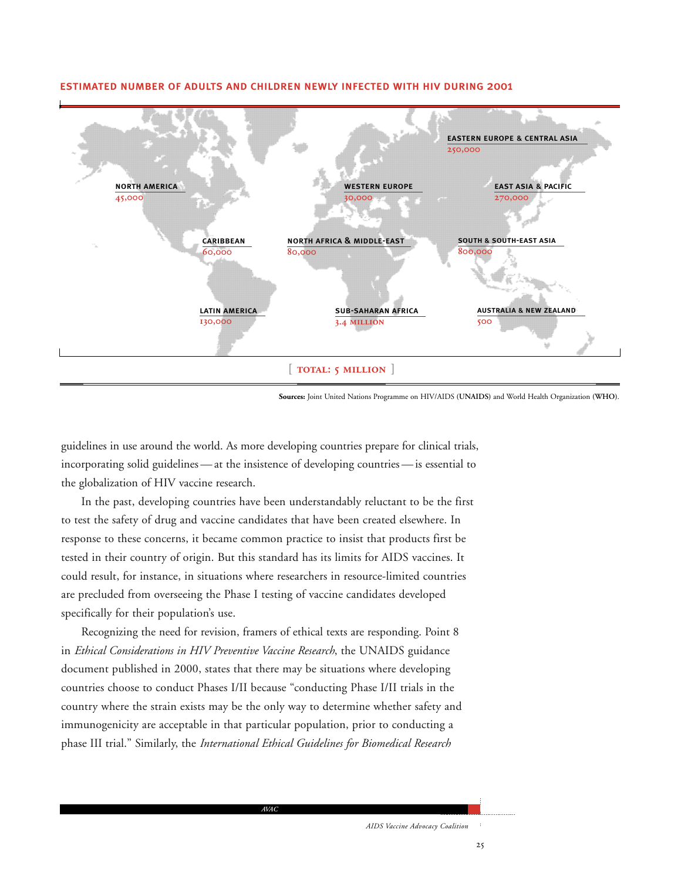**ESTIMATED NUMBER OF ADULTS AND CHILDREN NEWLY INFECTED WITH HIV DURING 2001**

| Region | Newly infected |
| --- | --- |
| North America | 45,000 |
| Caribbean | 60,000 |
| Latin America | 130,000 |
| Western Europe | 30,000 |
| North Africa & Middle-East | 80,000 |
| Sub-Saharan Africa | 3.4 million |
| Eastern Europe & Central Asia | 250,000 |
| East Asia & Pacific | 270,000 |
| South & South-East Asia | 800,000 |
| Australia & New Zealand | 500 |

[ **TOTAL: 5 MILLION** ]

**Sources:** Joint United Nations Programme on HIV/AIDS (**UNAIDS**) and World Health Organization (**WHO**).

guidelines in use around the world. As more developing countries prepare for clinical trials, incorporating solid guidelines — at the insistence of developing countries — is essential to the globalization of HIV vaccine research.

In the past, developing countries have been understandably reluctant to be the first to test the safety of drug and vaccine candidates that have been created elsewhere. In response to these concerns, it became common practice to insist that products first be tested in their country of origin. But this standard has its limits for AIDS vaccines. It could result, for instance, in situations where researchers in resource-limited countries are precluded from overseeing the Phase I testing of vaccine candidates developed specifically for their population's use.

Recognizing the need for revision, framers of ethical texts are responding. Point 8 in *Ethical Considerations in HIV Preventive Vaccine Research*, the UNAIDS guidance document published in 2000, states that there may be situations where developing countries choose to conduct Phases I/II because "conducting Phase I/II trials in the country where the strain exists may be the only way to determine whether safety and immunogenicity are acceptable in that particular population, prior to conducting a phase III trial." Similarly, the *International Ethical Guidelines for Biomedical Research*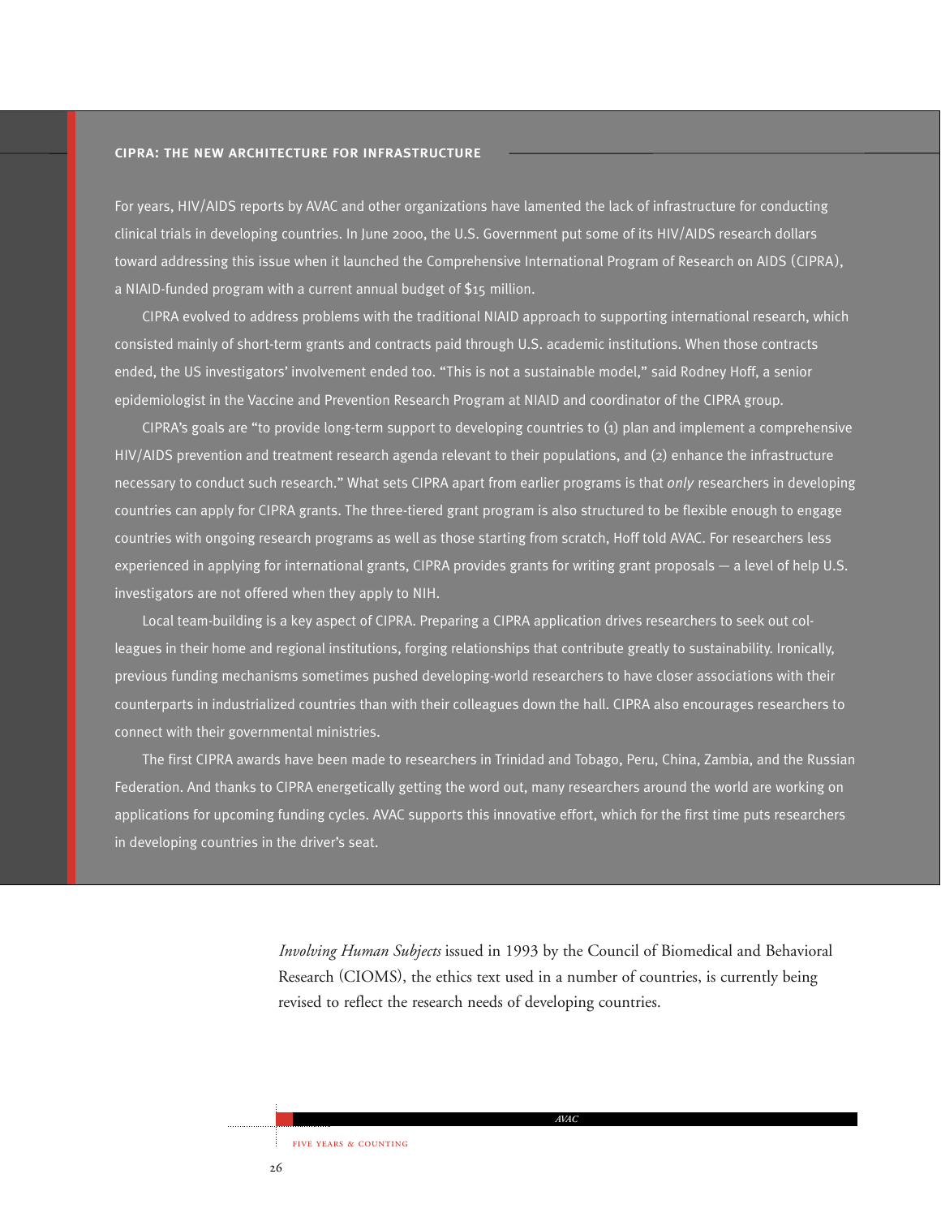## CIPRA: THE NEW ARCHITECTURE FOR INFRASTRUCTURE

For years, HIV/AIDS reports by AVAC and other organizations have lamented the lack of infrastructure for conducting clinical trials in developing countries. In June 2000, the U.S. Government put some of its HIV/AIDS research dollars toward addressing this issue when it launched the Comprehensive International Program of Research on AIDS (CIPRA), a NIAID-funded program with a current annual budget of $15 million.

CIPRA evolved to address problems with the traditional NIAID approach to supporting international research, which consisted mainly of short-term grants and contracts paid through U.S. academic institutions. When those contracts ended, the US investigators' involvement ended too. "This is not a sustainable model," said Rodney Hoff, a senior epidemiologist in the Vaccine and Prevention Research Program at NIAID and coordinator of the CIPRA group.

CIPRA's goals are "to provide long-term support to developing countries to (1) plan and implement a comprehensive HIV/AIDS prevention and treatment research agenda relevant to their populations, and (2) enhance the infrastructure necessary to conduct such research." What sets CIPRA apart from earlier programs is that *only* researchers in developing countries can apply for CIPRA grants. The three-tiered grant program is also structured to be flexible enough to engage countries with ongoing research programs as well as those starting from scratch, Hoff told AVAC. For researchers less experienced in applying for international grants, CIPRA provides grants for writing grant proposals — a level of help U.S. investigators are not offered when they apply to NIH.

Local team-building is a key aspect of CIPRA. Preparing a CIPRA application drives researchers to seek out colleagues in their home and regional institutions, forging relationships that contribute greatly to sustainability. Ironically, previous funding mechanisms sometimes pushed developing-world researchers to have closer associations with their counterparts in industrialized countries than with their colleagues down the hall. CIPRA also encourages researchers to connect with their governmental ministries.

The first CIPRA awards have been made to researchers in Trinidad and Tobago, Peru, China, Zambia, and the Russian Federation. And thanks to CIPRA energetically getting the word out, many researchers around the world are working on applications for upcoming funding cycles. AVAC supports this innovative effort, which for the first time puts researchers in developing countries in the driver's seat.

*Involving Human Subjects* issued in 1993 by the Council of Biomedical and Behavioral Research (CIOMS), the ethics text used in a number of countries, is currently being revised to reflect the research needs of developing countries.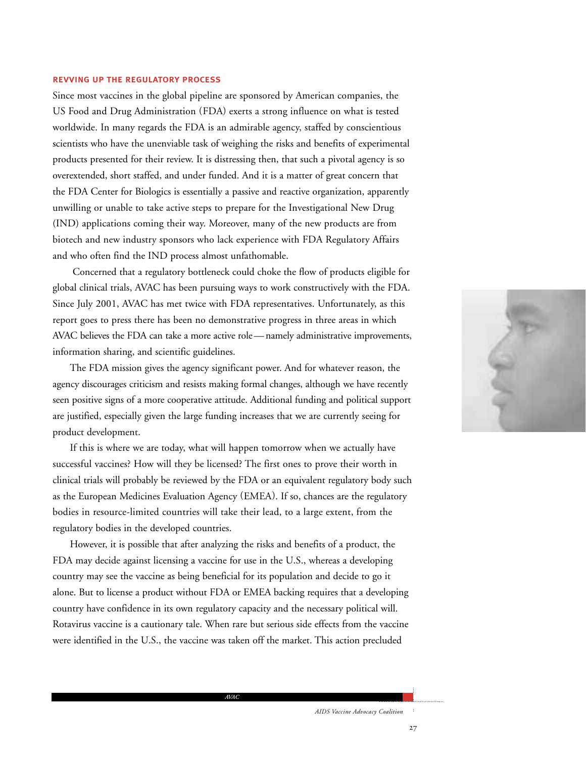## REVVING UP THE REGULATORY PROCESS

Since most vaccines in the global pipeline are sponsored by American companies, the US Food and Drug Administration (FDA) exerts a strong influence on what is tested worldwide. In many regards the FDA is an admirable agency, staffed by conscientious scientists who have the unenviable task of weighing the risks and benefits of experimental products presented for their review. It is distressing then, that such a pivotal agency is so overextended, short staffed, and under funded. And it is a matter of great concern that the FDA Center for Biologics is essentially a passive and reactive organization, apparently unwilling or unable to take active steps to prepare for the Investigational New Drug (IND) applications coming their way. Moreover, many of the new products are from biotech and new industry sponsors who lack experience with FDA Regulatory Affairs and who often find the IND process almost unfathomable.

Concerned that a regulatory bottleneck could choke the flow of products eligible for global clinical trials, AVAC has been pursuing ways to work constructively with the FDA. Since July 2001, AVAC has met twice with FDA representatives. Unfortunately, as this report goes to press there has been no demonstrative progress in three areas in which AVAC believes the FDA can take a more active role — namely administrative improvements, information sharing, and scientific guidelines.

The FDA mission gives the agency significant power. And for whatever reason, the agency discourages criticism and resists making formal changes, although we have recently seen positive signs of a more cooperative attitude. Additional funding and political support are justified, especially given the large funding increases that we are currently seeing for product development.

If this is where we are today, what will happen tomorrow when we actually have successful vaccines? How will they be licensed? The first ones to prove their worth in clinical trials will probably be reviewed by the FDA or an equivalent regulatory body such as the European Medicines Evaluation Agency (EMEA). If so, chances are the regulatory bodies in resource-limited countries will take their lead, to a large extent, from the regulatory bodies in the developed countries.

However, it is possible that after analyzing the risks and benefits of a product, the FDA may decide against licensing a vaccine for use in the U.S., whereas a developing country may see the vaccine as being beneficial for its population and decide to go it alone. But to license a product without FDA or EMEA backing requires that a developing country have confidence in its own regulatory capacity and the necessary political will. Rotavirus vaccine is a cautionary tale. When rare but serious side effects from the vaccine were identified in the U.S., the vaccine was taken off the market. This action precluded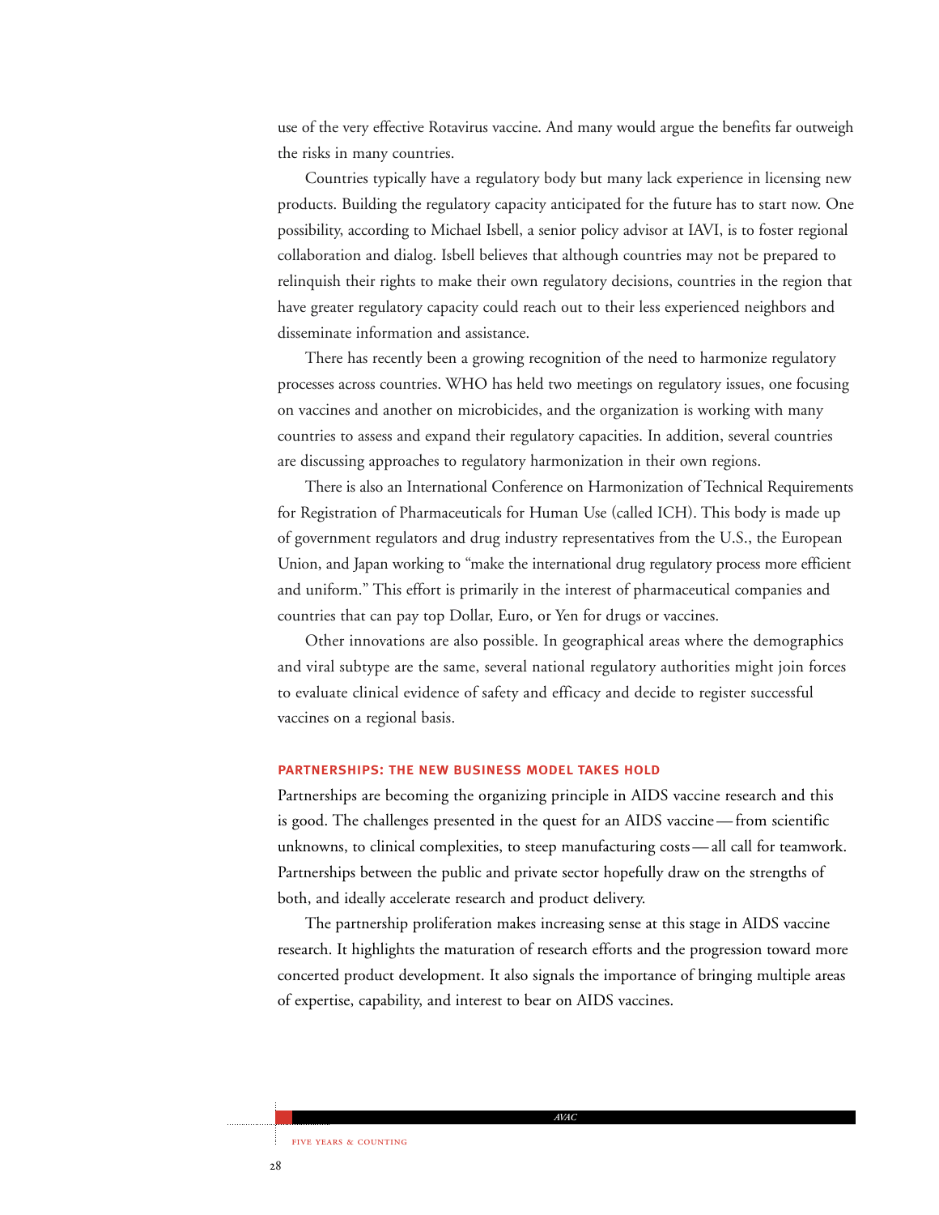use of the very effective Rotavirus vaccine. And many would argue the benefits far outweigh the risks in many countries.

Countries typically have a regulatory body but many lack experience in licensing new products. Building the regulatory capacity anticipated for the future has to start now. One possibility, according to Michael Isbell, a senior policy advisor at IAVI, is to foster regional collaboration and dialog. Isbell believes that although countries may not be prepared to relinquish their rights to make their own regulatory decisions, countries in the region that have greater regulatory capacity could reach out to their less experienced neighbors and disseminate information and assistance.

There has recently been a growing recognition of the need to harmonize regulatory processes across countries. WHO has held two meetings on regulatory issues, one focusing on vaccines and another on microbicides, and the organization is working with many countries to assess and expand their regulatory capacities. In addition, several countries are discussing approaches to regulatory harmonization in their own regions.

There is also an International Conference on Harmonization of Technical Requirements for Registration of Pharmaceuticals for Human Use (called ICH). This body is made up of government regulators and drug industry representatives from the U.S., the European Union, and Japan working to "make the international drug regulatory process more efficient and uniform." This effort is primarily in the interest of pharmaceutical companies and countries that can pay top Dollar, Euro, or Yen for drugs or vaccines.

Other innovations are also possible. In geographical areas where the demographics and viral subtype are the same, several national regulatory authorities might join forces to evaluate clinical evidence of safety and efficacy and decide to register successful vaccines on a regional basis.

## PARTNERSHIPS: THE NEW BUSINESS MODEL TAKES HOLD

Partnerships are becoming the organizing principle in AIDS vaccine research and this is good. The challenges presented in the quest for an AIDS vaccine — from scientific unknowns, to clinical complexities, to steep manufacturing costs — all call for teamwork. Partnerships between the public and private sector hopefully draw on the strengths of both, and ideally accelerate research and product delivery.

The partnership proliferation makes increasing sense at this stage in AIDS vaccine research. It highlights the maturation of research efforts and the progression toward more concerted product development. It also signals the importance of bringing multiple areas of expertise, capability, and interest to bear on AIDS vaccines.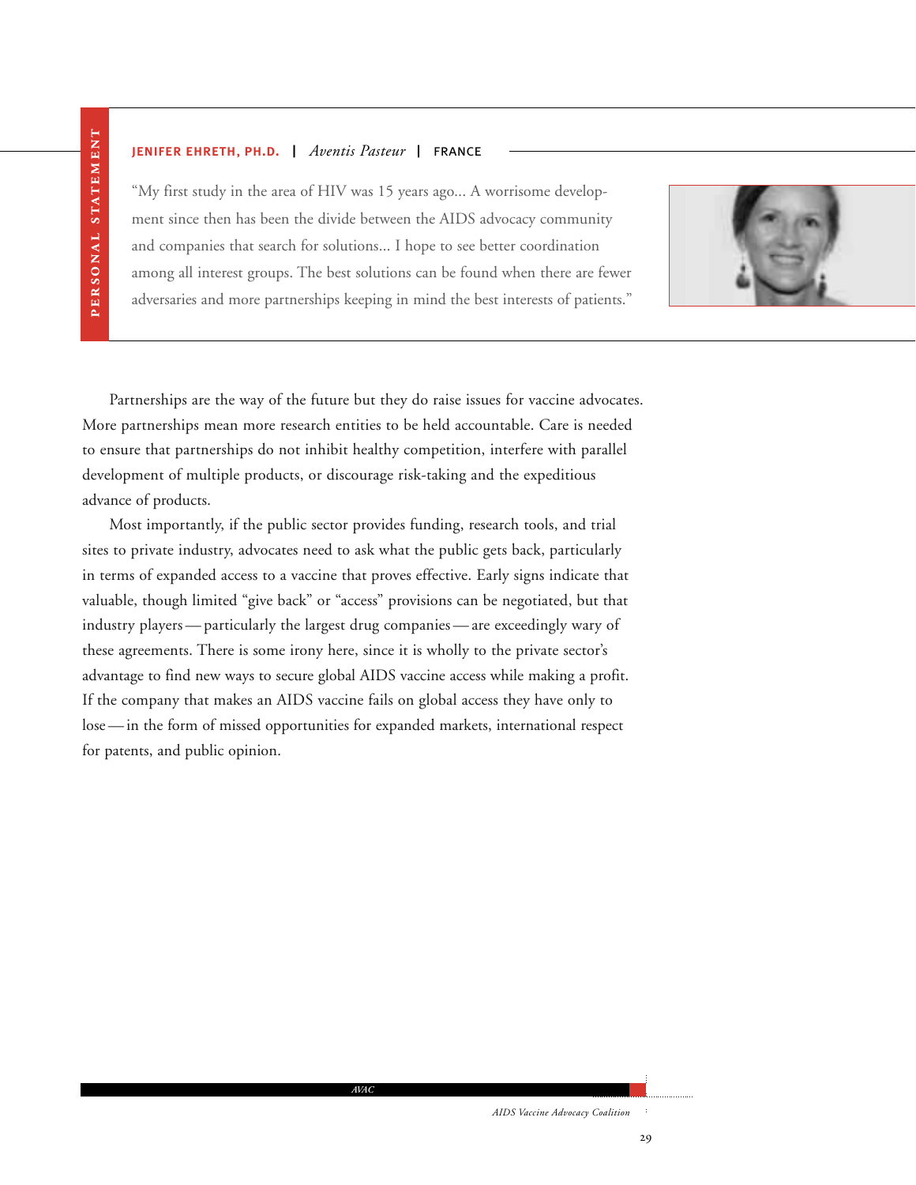PERSONAL STATEMENT

**JENIFER EHRETH, PH.D.** | *Aventis Pasteur* | FRANCE

"My first study in the area of HIV was 15 years ago... A worrisome development since then has been the divide between the AIDS advocacy community and companies that search for solutions... I hope to see better coordination among all interest groups. The best solutions can be found when there are fewer adversaries and more partnerships keeping in mind the best interests of patients."

Partnerships are the way of the future but they do raise issues for vaccine advocates. More partnerships mean more research entities to be held accountable. Care is needed to ensure that partnerships do not inhibit healthy competition, interfere with parallel development of multiple products, or discourage risk-taking and the expeditious advance of products.

Most importantly, if the public sector provides funding, research tools, and trial sites to private industry, advocates need to ask what the public gets back, particularly in terms of expanded access to a vaccine that proves effective. Early signs indicate that valuable, though limited "give back" or "access" provisions can be negotiated, but that industry players — particularly the largest drug companies — are exceedingly wary of these agreements. There is some irony here, since it is wholly to the private sector's advantage to find new ways to secure global AIDS vaccine access while making a profit. If the company that makes an AIDS vaccine fails on global access they have only to lose — in the form of missed opportunities for expanded markets, international respect for patents, and public opinion.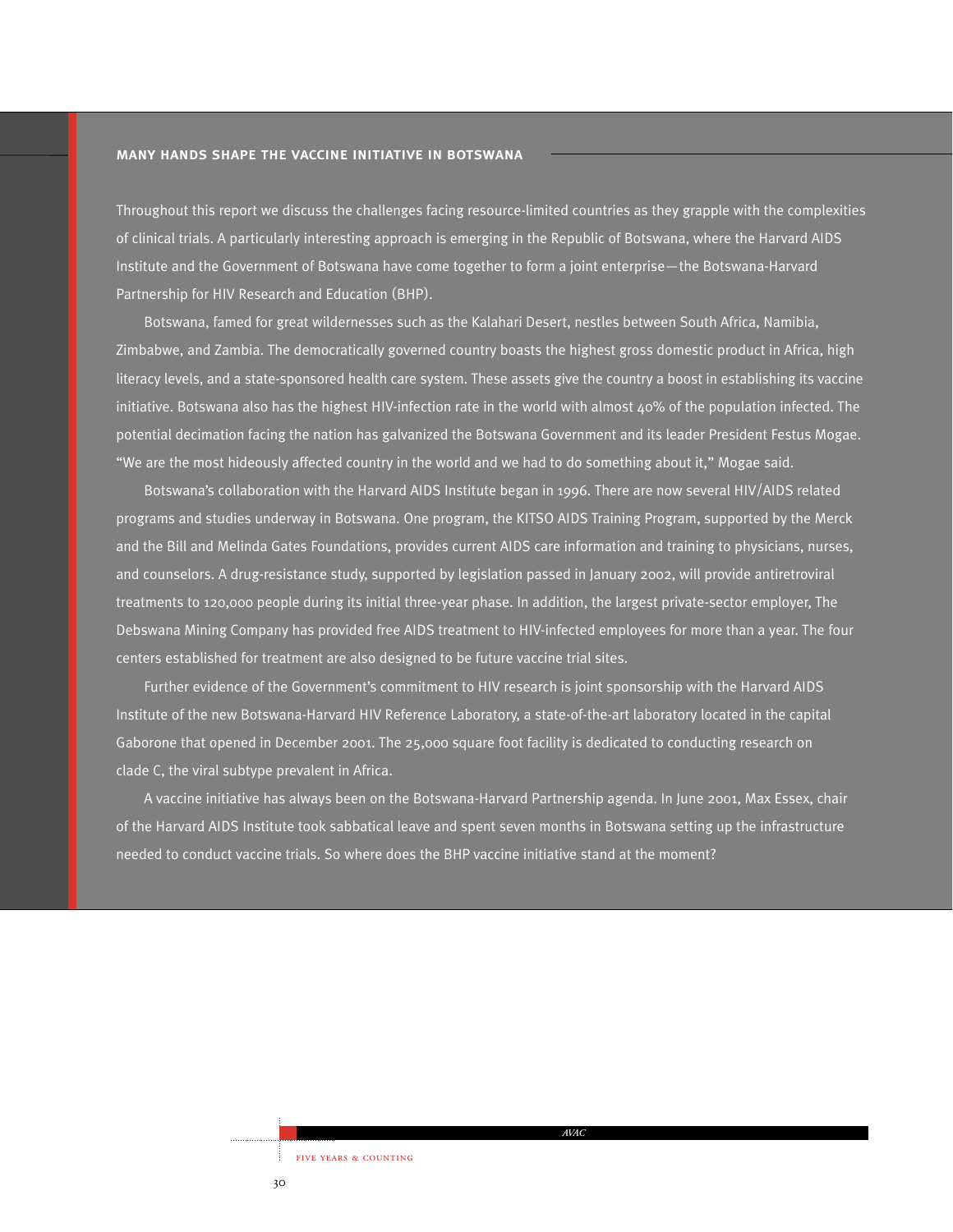## MANY HANDS SHAPE THE VACCINE INITIATIVE IN BOTSWANA

Throughout this report we discuss the challenges facing resource-limited countries as they grapple with the complexities of clinical trials. A particularly interesting approach is emerging in the Republic of Botswana, where the Harvard AIDS Institute and the Government of Botswana have come together to form a joint enterprise—the Botswana-Harvard Partnership for HIV Research and Education (BHP).

Botswana, famed for great wildernesses such as the Kalahari Desert, nestles between South Africa, Namibia, Zimbabwe, and Zambia. The democratically governed country boasts the highest gross domestic product in Africa, high literacy levels, and a state-sponsored health care system. These assets give the country a boost in establishing its vaccine initiative. Botswana also has the highest HIV-infection rate in the world with almost 40% of the population infected. The potential decimation facing the nation has galvanized the Botswana Government and its leader President Festus Mogae. "We are the most hideously affected country in the world and we had to do something about it," Mogae said.

Botswana's collaboration with the Harvard AIDS Institute began in 1996. There are now several HIV/AIDS related programs and studies underway in Botswana. One program, the KITSO AIDS Training Program, supported by the Merck and the Bill and Melinda Gates Foundations, provides current AIDS care information and training to physicians, nurses, and counselors. A drug-resistance study, supported by legislation passed in January 2002, will provide antiretroviral treatments to 120,000 people during its initial three-year phase. In addition, the largest private-sector employer, The Debswana Mining Company has provided free AIDS treatment to HIV-infected employees for more than a year. The four centers established for treatment are also designed to be future vaccine trial sites.

Further evidence of the Government's commitment to HIV research is joint sponsorship with the Harvard AIDS Institute of the new Botswana-Harvard HIV Reference Laboratory, a state-of-the-art laboratory located in the capital Gaborone that opened in December 2001. The 25,000 square foot facility is dedicated to conducting research on clade C, the viral subtype prevalent in Africa.

A vaccine initiative has always been on the Botswana-Harvard Partnership agenda. In June 2001, Max Essex, chair of the Harvard AIDS Institute took sabbatical leave and spent seven months in Botswana setting up the infrastructure needed to conduct vaccine trials. So where does the BHP vaccine initiative stand at the moment?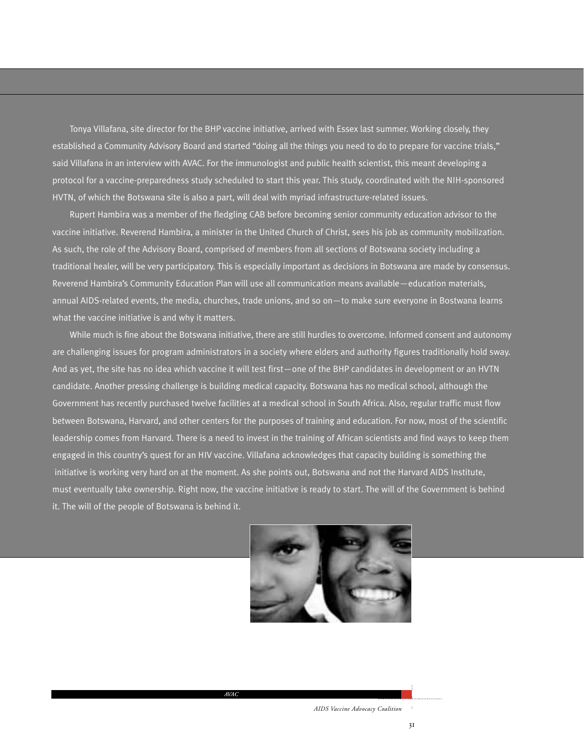Tonya Villafana, site director for the BHP vaccine initiative, arrived with Essex last summer. Working closely, they established a Community Advisory Board and started "doing all the things you need to do to prepare for vaccine trials," said Villafana in an interview with AVAC. For the immunologist and public health scientist, this meant developing a protocol for a vaccine-preparedness study scheduled to start this year. This study, coordinated with the NIH-sponsored HVTN, of which the Botswana site is also a part, will deal with myriad infrastructure-related issues.

Rupert Hambira was a member of the fledgling CAB before becoming senior community education advisor to the vaccine initiative. Reverend Hambira, a minister in the United Church of Christ, sees his job as community mobilization. As such, the role of the Advisory Board, comprised of members from all sections of Botswana society including a traditional healer, will be very participatory. This is especially important as decisions in Botswana are made by consensus. Reverend Hambira's Community Education Plan will use all communication means available—education materials, annual AIDS-related events, the media, churches, trade unions, and so on—to make sure everyone in Bostwana learns what the vaccine initiative is and why it matters.

While much is fine about the Botswana initiative, there are still hurdles to overcome. Informed consent and autonomy are challenging issues for program administrators in a society where elders and authority figures traditionally hold sway. And as yet, the site has no idea which vaccine it will test first—one of the BHP candidates in development or an HVTN candidate. Another pressing challenge is building medical capacity. Botswana has no medical school, although the Government has recently purchased twelve facilities at a medical school in South Africa. Also, regular traffic must flow between Botswana, Harvard, and other centers for the purposes of training and education. For now, most of the scientific leadership comes from Harvard. There is a need to invest in the training of African scientists and find ways to keep them engaged in this country's quest for an HIV vaccine. Villafana acknowledges that capacity building is something the initiative is working very hard on at the moment. As she points out, Botswana and not the Harvard AIDS Institute, must eventually take ownership. Right now, the vaccine initiative is ready to start. The will of the Government is behind it. The will of the people of Botswana is behind it.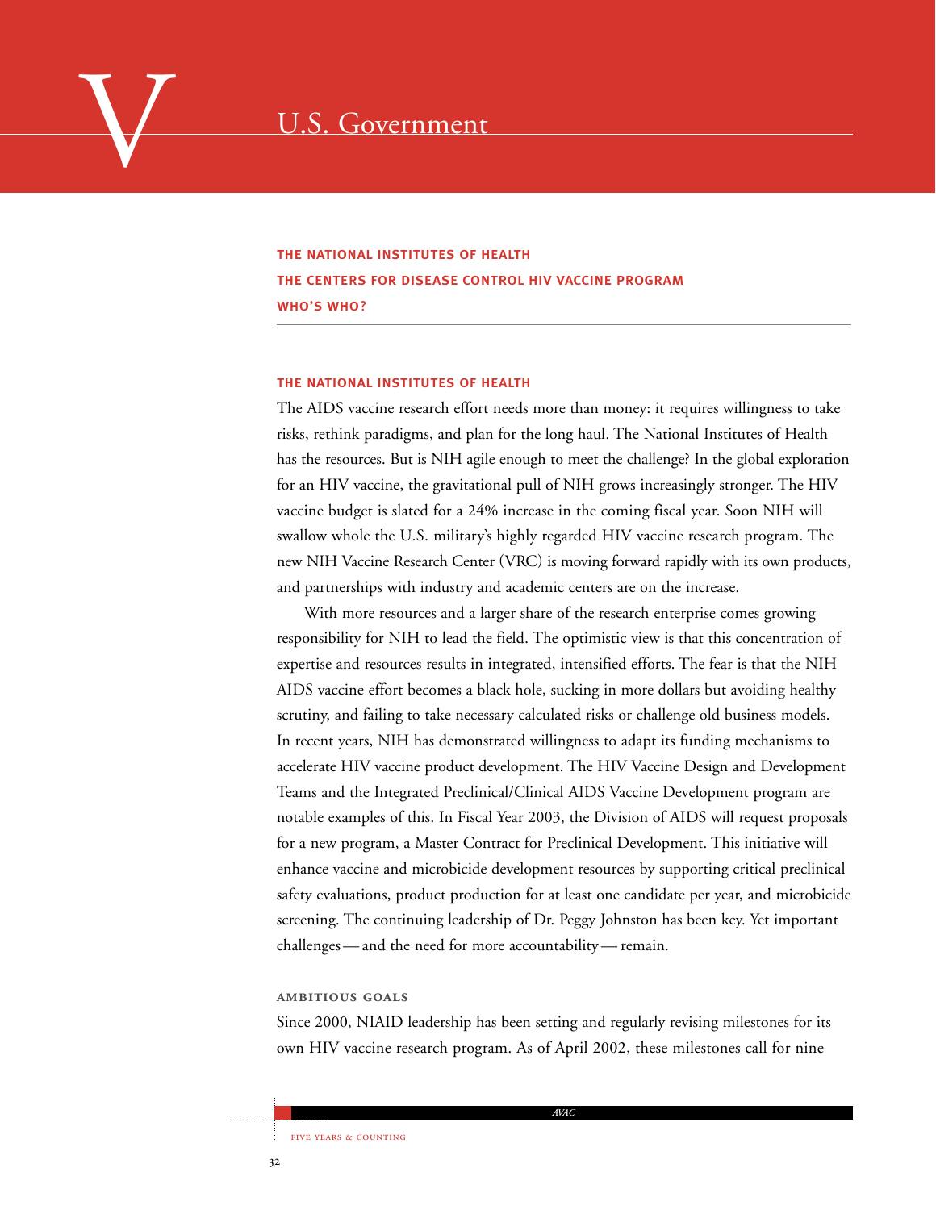# V U.S. Government

**THE NATIONAL INSTITUTES OF HEALTH**
**THE CENTERS FOR DISEASE CONTROL HIV VACCINE PROGRAM**
**WHO'S WHO?**

## THE NATIONAL INSTITUTES OF HEALTH

The AIDS vaccine research effort needs more than money: it requires willingness to take risks, rethink paradigms, and plan for the long haul. The National Institutes of Health has the resources. But is NIH agile enough to meet the challenge? In the global exploration for an HIV vaccine, the gravitational pull of NIH grows increasingly stronger. The HIV vaccine budget is slated for a 24% increase in the coming fiscal year. Soon NIH will swallow whole the U.S. military's highly regarded HIV vaccine research program. The new NIH Vaccine Research Center (VRC) is moving forward rapidly with its own products, and partnerships with industry and academic centers are on the increase.

With more resources and a larger share of the research enterprise comes growing responsibility for NIH to lead the field. The optimistic view is that this concentration of expertise and resources results in integrated, intensified efforts. The fear is that the NIH AIDS vaccine effort becomes a black hole, sucking in more dollars but avoiding healthy scrutiny, and failing to take necessary calculated risks or challenge old business models. In recent years, NIH has demonstrated willingness to adapt its funding mechanisms to accelerate HIV vaccine product development. The HIV Vaccine Design and Development Teams and the Integrated Preclinical/Clinical AIDS Vaccine Development program are notable examples of this. In Fiscal Year 2003, the Division of AIDS will request proposals for a new program, a Master Contract for Preclinical Development. This initiative will enhance vaccine and microbicide development resources by supporting critical preclinical safety evaluations, product production for at least one candidate per year, and microbicide screening. The continuing leadership of Dr. Peggy Johnston has been key. Yet important challenges — and the need for more accountability — remain.

### AMBITIOUS GOALS

Since 2000, NIAID leadership has been setting and regularly revising milestones for its own HIV vaccine research program. As of April 2002, these milestones call for nine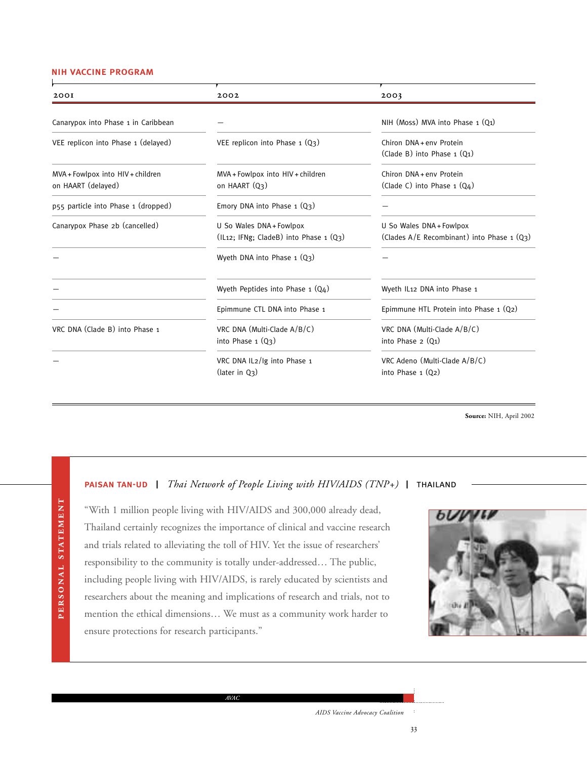## NIH VACCINE PROGRAM

| 2001 | 2002 | 2003 |
|---|---|---|
| Canarypox into Phase 1 in Caribbean | — | NIH (Moss) MVA into Phase 1 (Q1) |
| VEE replicon into Phase 1 (delayed) | VEE replicon into Phase 1 (Q3) | Chiron DNA + env Protein (Clade B) into Phase 1 (Q1) |
| MVA + Fowlpox into HIV + children on HAART (delayed) | MVA + Fowlpox into HIV + children on HAART (Q3) | Chiron DNA + env Protein (Clade C) into Phase 1 (Q4) |
| p55 particle into Phase 1 (dropped) | Emory DNA into Phase 1 (Q3) | — |
| Canarypox Phase 2b (cancelled) | U So Wales DNA + Fowlpox (IL12; IFNg; CladeB) into Phase 1 (Q3) | U So Wales DNA + Fowlpox (Clades A/E Recombinant) into Phase 1 (Q3) |
| — | Wyeth DNA into Phase 1 (Q3) | — |
| — | Wyeth Peptides into Phase 1 (Q4) | Wyeth IL12 DNA into Phase 1 |
| — | Epimmune CTL DNA into Phase 1 | Epimmune HTL Protein into Phase 1 (Q2) |
| VRC DNA (Clade B) into Phase 1 | VRC DNA (Multi-Clade A/B/C) into Phase 1 (Q3) | VRC DNA (Multi-Clade A/B/C) into Phase 2 (Q1) |
| — | VRC DNA IL2/Ig into Phase 1 (later in Q3) | VRC Adeno (Multi-Clade A/B/C) into Phase 1 (Q2) |

**Source:** NIH, April 2002

**PERSONAL STATEMENT**

**PAISAN TAN-UD** | *Thai Network of People Living with HIV/AIDS (TNP+)* | THAILAND

"With 1 million people living with HIV/AIDS and 300,000 already dead, Thailand certainly recognizes the importance of clinical and vaccine research and trials related to alleviating the toll of HIV. Yet the issue of researchers' responsibility to the community is totally under-addressed… The public, including people living with HIV/AIDS, is rarely educated by scientists and researchers about the meaning and implications of research and trials, not to mention the ethical dimensions… We must as a community work harder to ensure protections for research participants."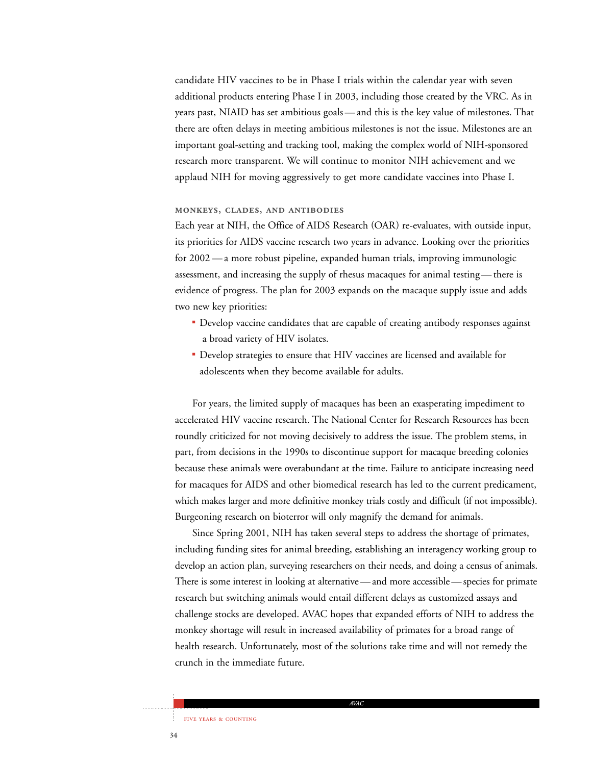candidate HIV vaccines to be in Phase I trials within the calendar year with seven additional products entering Phase I in 2003, including those created by the VRC. As in years past, NIAID has set ambitious goals — and this is the key value of milestones. That there are often delays in meeting ambitious milestones is not the issue. Milestones are an important goal-setting and tracking tool, making the complex world of NIH-sponsored research more transparent. We will continue to monitor NIH achievement and we applaud NIH for moving aggressively to get more candidate vaccines into Phase I.

### MONKEYS, CLADES, AND ANTIBODIES

Each year at NIH, the Office of AIDS Research (OAR) re-evaluates, with outside input, its priorities for AIDS vaccine research two years in advance. Looking over the priorities for 2002 — a more robust pipeline, expanded human trials, improving immunologic assessment, and increasing the supply of rhesus macaques for animal testing — there is evidence of progress. The plan for 2003 expands on the macaque supply issue and adds two new key priorities:

- Develop vaccine candidates that are capable of creating antibody responses against a broad variety of HIV isolates.
- Develop strategies to ensure that HIV vaccines are licensed and available for adolescents when they become available for adults.

For years, the limited supply of macaques has been an exasperating impediment to accelerated HIV vaccine research. The National Center for Research Resources has been roundly criticized for not moving decisively to address the issue. The problem stems, in part, from decisions in the 1990s to discontinue support for macaque breeding colonies because these animals were overabundant at the time. Failure to anticipate increasing need for macaques for AIDS and other biomedical research has led to the current predicament, which makes larger and more definitive monkey trials costly and difficult (if not impossible). Burgeoning research on bioterror will only magnify the demand for animals.

Since Spring 2001, NIH has taken several steps to address the shortage of primates, including funding sites for animal breeding, establishing an interagency working group to develop an action plan, surveying researchers on their needs, and doing a census of animals. There is some interest in looking at alternative — and more accessible — species for primate research but switching animals would entail different delays as customized assays and challenge stocks are developed. AVAC hopes that expanded efforts of NIH to address the monkey shortage will result in increased availability of primates for a broad range of health research. Unfortunately, most of the solutions take time and will not remedy the crunch in the immediate future.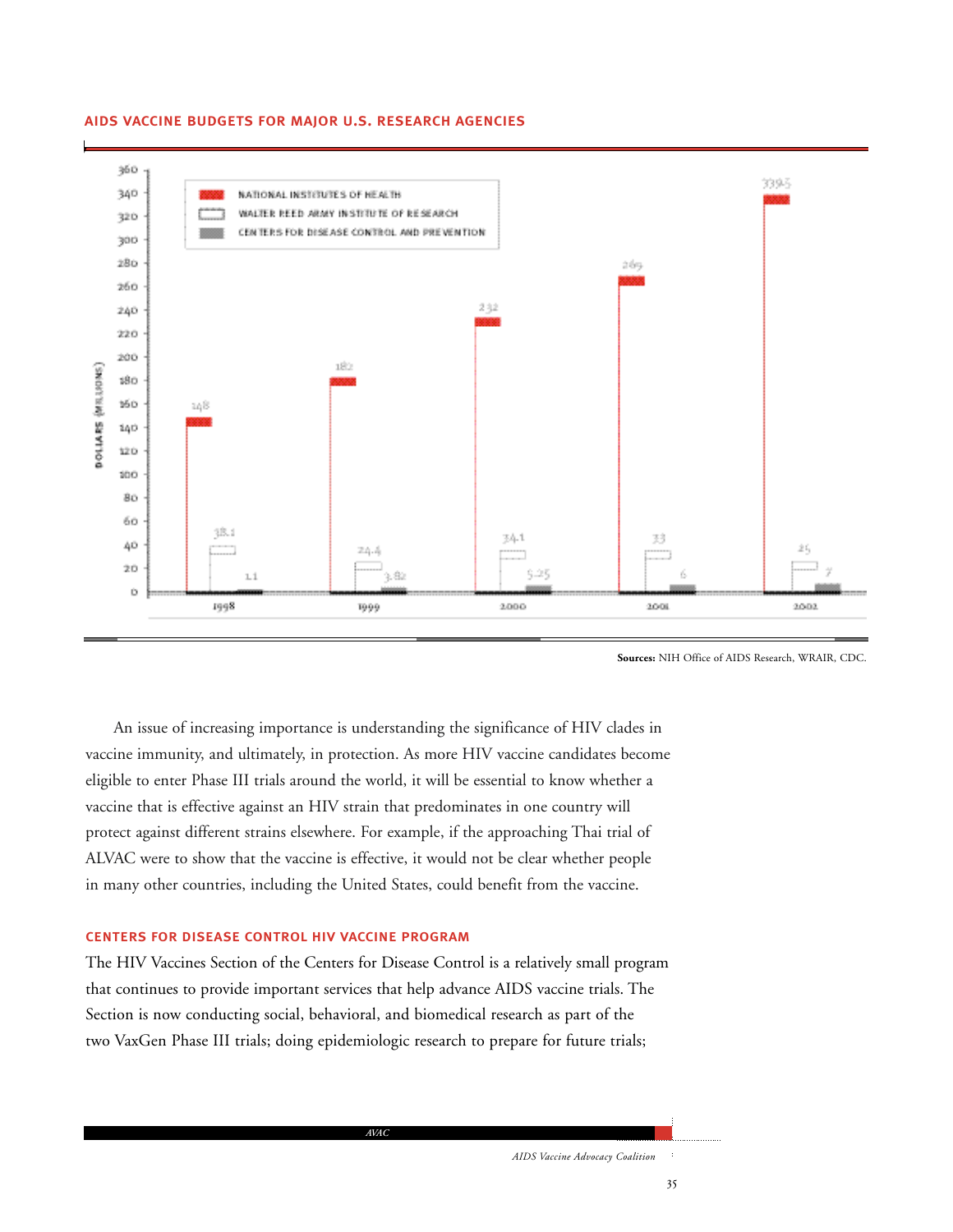### AIDS VACCINE BUDGETS FOR MAJOR U.S. RESEARCH AGENCIES

| Year | National Institutes of Health | Walter Reed Army Institute of Research | Centers for Disease Control and Prevention |
|---|---|---|---|
| 1998 | 148 | 38.1 | 1.1 |
| 1999 | 182 | 24.4 | 3.82 |
| 2000 | 232 | 34.1 | 5.25 |
| 2001 | 269 | 33 | 6 |
| 2002 | 339.5 | 25 | 7 |

DOLLARS (MILLIONS)

**Sources:** NIH Office of AIDS Research, WRAIR, CDC.

An issue of increasing importance is understanding the significance of HIV clades in vaccine immunity, and ultimately, in protection. As more HIV vaccine candidates become eligible to enter Phase III trials around the world, it will be essential to know whether a vaccine that is effective against an HIV strain that predominates in one country will protect against different strains elsewhere. For example, if the approaching Thai trial of ALVAC were to show that the vaccine is effective, it would not be clear whether people in many other countries, including the United States, could benefit from the vaccine.

### CENTERS FOR DISEASE CONTROL HIV VACCINE PROGRAM

The HIV Vaccines Section of the Centers for Disease Control is a relatively small program that continues to provide important services that help advance AIDS vaccine trials. The Section is now conducting social, behavioral, and biomedical research as part of the two VaxGen Phase III trials; doing epidemiologic research to prepare for future trials;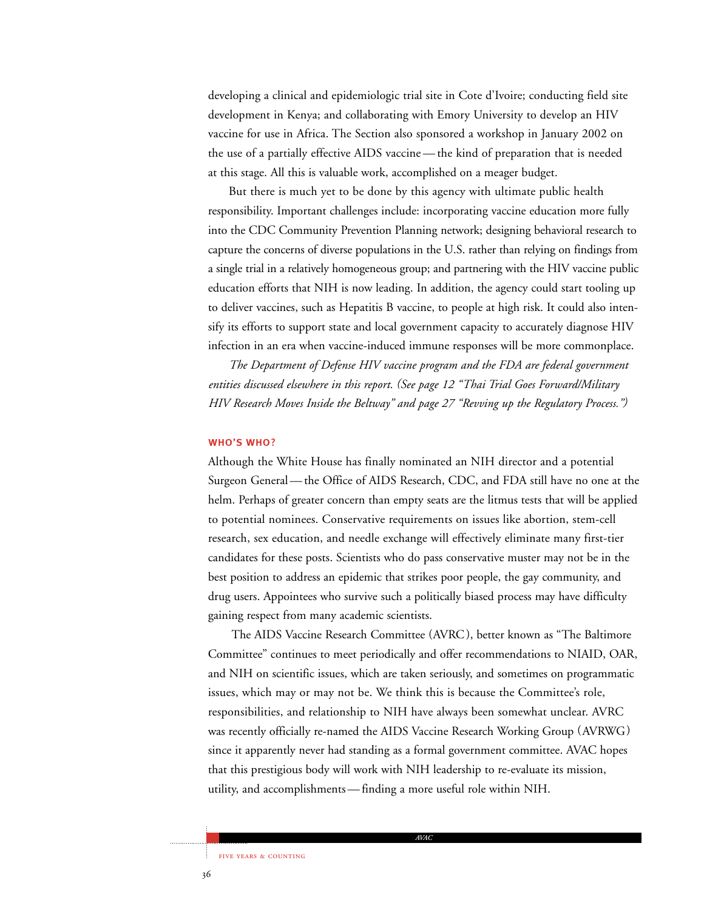developing a clinical and epidemiologic trial site in Cote d'Ivoire; conducting field site development in Kenya; and collaborating with Emory University to develop an HIV vaccine for use in Africa. The Section also sponsored a workshop in January 2002 on the use of a partially effective AIDS vaccine — the kind of preparation that is needed at this stage. All this is valuable work, accomplished on a meager budget.

But there is much yet to be done by this agency with ultimate public health responsibility. Important challenges include: incorporating vaccine education more fully into the CDC Community Prevention Planning network; designing behavioral research to capture the concerns of diverse populations in the U.S. rather than relying on findings from a single trial in a relatively homogeneous group; and partnering with the HIV vaccine public education efforts that NIH is now leading. In addition, the agency could start tooling up to deliver vaccines, such as Hepatitis B vaccine, to people at high risk. It could also intensify its efforts to support state and local government capacity to accurately diagnose HIV infection in an era when vaccine-induced immune responses will be more commonplace.

*The Department of Defense HIV vaccine program and the FDA are federal government entities discussed elsewhere in this report. (See page 12 "Thai Trial Goes Forward/Military HIV Research Moves Inside the Beltway" and page 27 "Revving up the Regulatory Process.")*

### WHO'S WHO?

Although the White House has finally nominated an NIH director and a potential Surgeon General — the Office of AIDS Research, CDC, and FDA still have no one at the helm. Perhaps of greater concern than empty seats are the litmus tests that will be applied to potential nominees. Conservative requirements on issues like abortion, stem-cell research, sex education, and needle exchange will effectively eliminate many first-tier candidates for these posts. Scientists who do pass conservative muster may not be in the best position to address an epidemic that strikes poor people, the gay community, and drug users. Appointees who survive such a politically biased process may have difficulty gaining respect from many academic scientists.

The AIDS Vaccine Research Committee (AVRC), better known as "The Baltimore Committee" continues to meet periodically and offer recommendations to NIAID, OAR, and NIH on scientific issues, which are taken seriously, and sometimes on programmatic issues, which may or may not be. We think this is because the Committee's role, responsibilities, and relationship to NIH have always been somewhat unclear. AVRC was recently officially re-named the AIDS Vaccine Research Working Group (AVRWG) since it apparently never had standing as a formal government committee. AVAC hopes that this prestigious body will work with NIH leadership to re-evaluate its mission, utility, and accomplishments — finding a more useful role within NIH.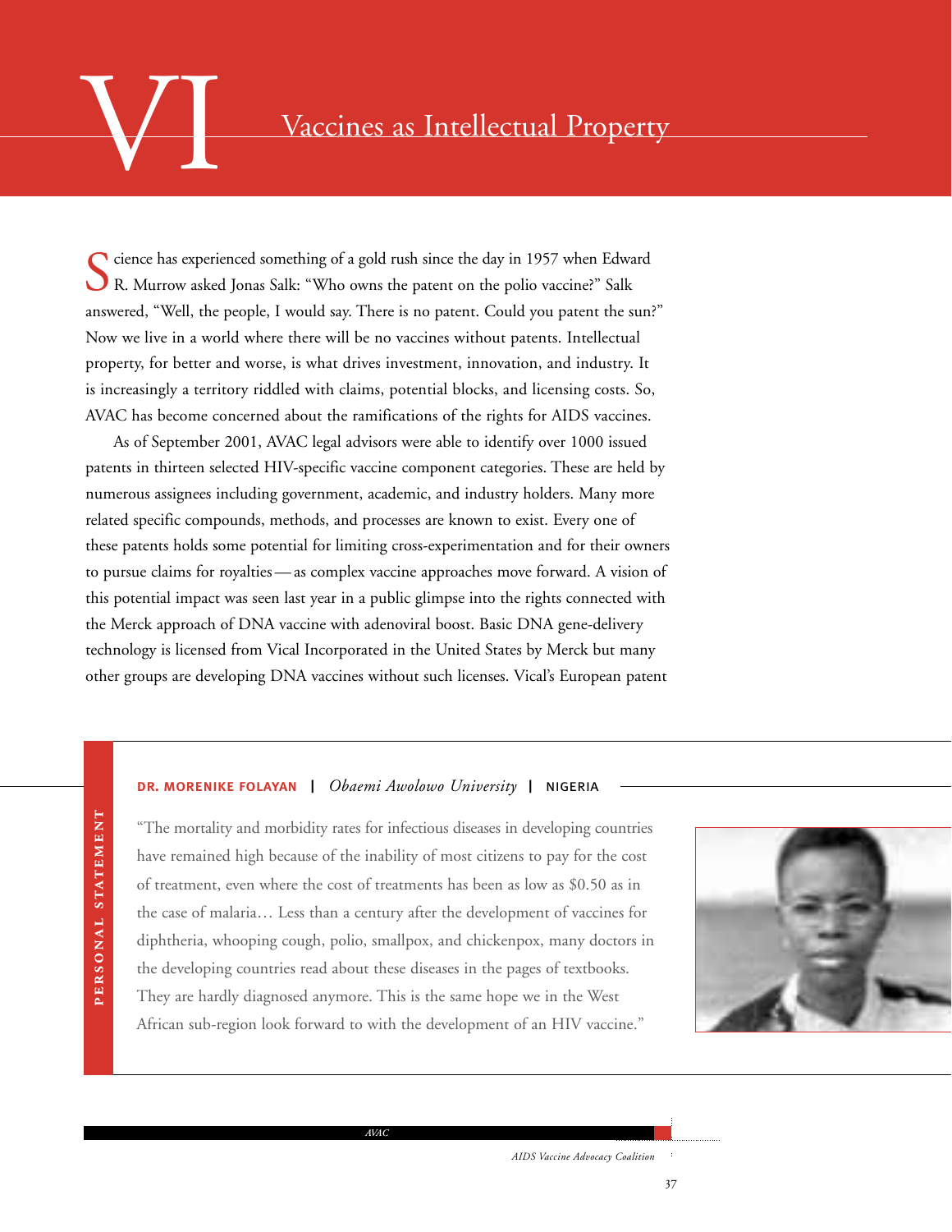# VI Vaccines as Intellectual Property

Science has experienced something of a gold rush since the day in 1957 when Edward R. Murrow asked Jonas Salk: "Who owns the patent on the polio vaccine?" Salk answered, "Well, the people, I would say. There is no patent. Could you patent the sun?" Now we live in a world where there will be no vaccines without patents. Intellectual property, for better and worse, is what drives investment, innovation, and industry. It is increasingly a territory riddled with claims, potential blocks, and licensing costs. So, AVAC has become concerned about the ramifications of the rights for AIDS vaccines.

As of September 2001, AVAC legal advisors were able to identify over 1000 issued patents in thirteen selected HIV-specific vaccine component categories. These are held by numerous assignees including government, academic, and industry holders. Many more related specific compounds, methods, and processes are known to exist. Every one of these patents holds some potential for limiting cross-experimentation and for their owners to pursue claims for royalties — as complex vaccine approaches move forward. A vision of this potential impact was seen last year in a public glimpse into the rights connected with the Merck approach of DNA vaccine with adenoviral boost. Basic DNA gene-delivery technology is licensed from Vical Incorporated in the United States by Merck but many other groups are developing DNA vaccines without such licenses. Vical's European patent

**PERSONAL STATEMENT**

**DR. MORENIKE FOLAYAN** | *Obaemi Awolowo University* | NIGERIA

"The mortality and morbidity rates for infectious diseases in developing countries have remained high because of the inability of most citizens to pay for the cost of treatment, even where the cost of treatments has been as low as $0.50 as in the case of malaria… Less than a century after the development of vaccines for diphtheria, whooping cough, polio, smallpox, and chickenpox, many doctors in the developing countries read about these diseases in the pages of textbooks. They are hardly diagnosed anymore. This is the same hope we in the West African sub-region look forward to with the development of an HIV vaccine."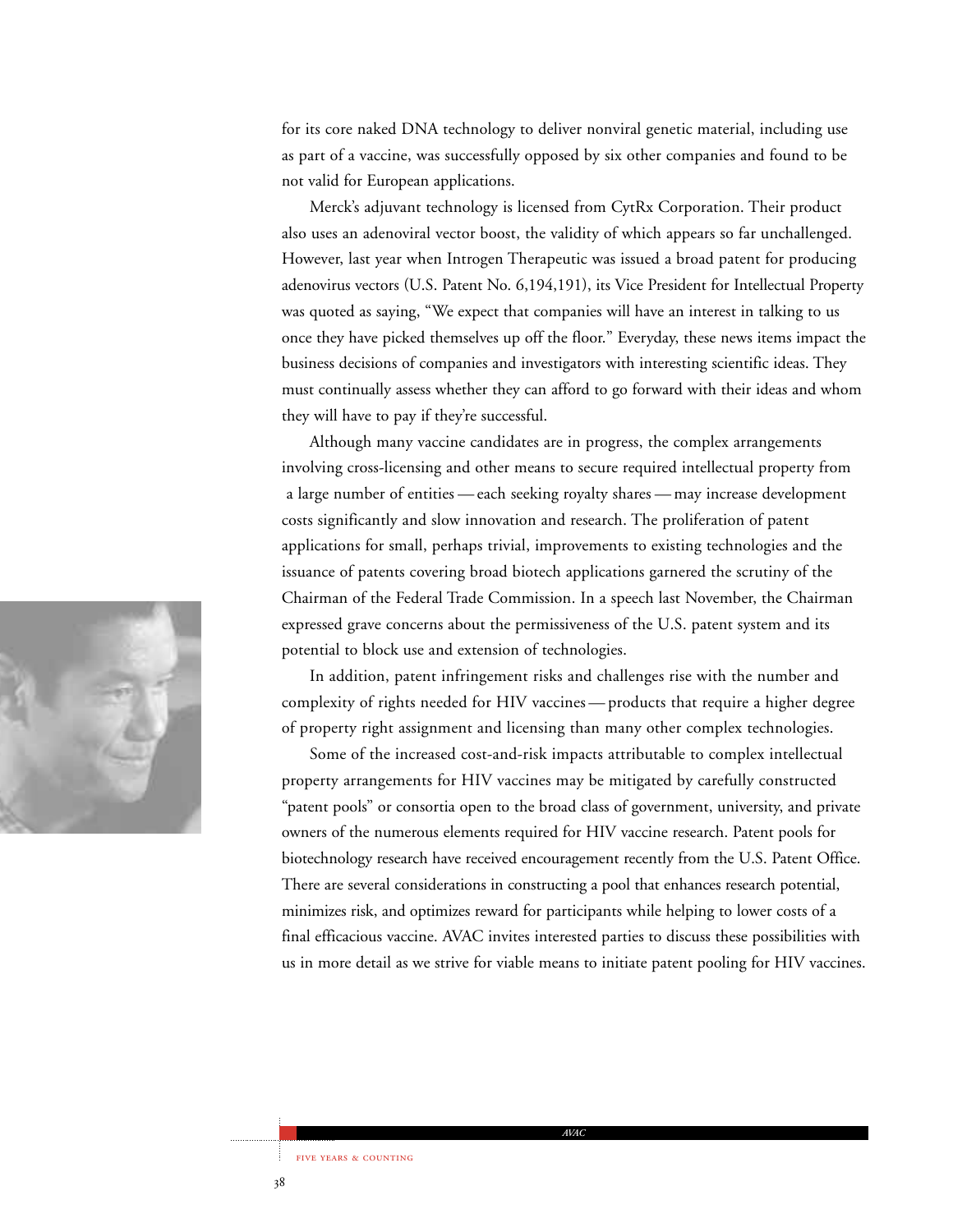for its core naked DNA technology to deliver nonviral genetic material, including use as part of a vaccine, was successfully opposed by six other companies and found to be not valid for European applications.

Merck's adjuvant technology is licensed from CytRx Corporation. Their product also uses an adenoviral vector boost, the validity of which appears so far unchallenged. However, last year when Introgen Therapeutic was issued a broad patent for producing adenovirus vectors (U.S. Patent No. 6,194,191), its Vice President for Intellectual Property was quoted as saying, "We expect that companies will have an interest in talking to us once they have picked themselves up off the floor." Everyday, these news items impact the business decisions of companies and investigators with interesting scientific ideas. They must continually assess whether they can afford to go forward with their ideas and whom they will have to pay if they're successful.

Although many vaccine candidates are in progress, the complex arrangements involving cross-licensing and other means to secure required intellectual property from a large number of entities — each seeking royalty shares — may increase development costs significantly and slow innovation and research. The proliferation of patent applications for small, perhaps trivial, improvements to existing technologies and the issuance of patents covering broad biotech applications garnered the scrutiny of the Chairman of the Federal Trade Commission. In a speech last November, the Chairman expressed grave concerns about the permissiveness of the U.S. patent system and its potential to block use and extension of technologies.

In addition, patent infringement risks and challenges rise with the number and complexity of rights needed for HIV vaccines — products that require a higher degree of property right assignment and licensing than many other complex technologies.

Some of the increased cost-and-risk impacts attributable to complex intellectual property arrangements for HIV vaccines may be mitigated by carefully constructed "patent pools" or consortia open to the broad class of government, university, and private owners of the numerous elements required for HIV vaccine research. Patent pools for biotechnology research have received encouragement recently from the U.S. Patent Office. There are several considerations in constructing a pool that enhances research potential, minimizes risk, and optimizes reward for participants while helping to lower costs of a final efficacious vaccine. AVAC invites interested parties to discuss these possibilities with us in more detail as we strive for viable means to initiate patent pooling for HIV vaccines.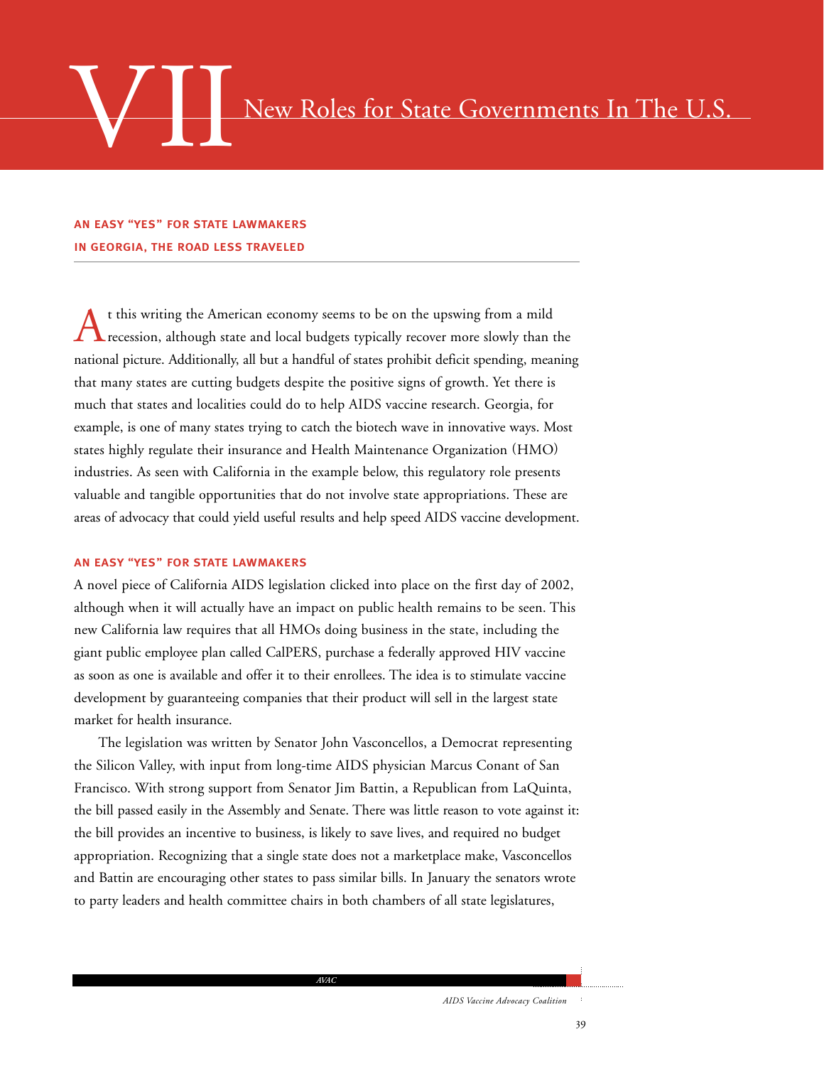# VII New Roles for State Governments In The U.S.

**AN EASY "YES" FOR STATE LAWMAKERS**
**IN GEORGIA, THE ROAD LESS TRAVELED**

At this writing the American economy seems to be on the upswing from a mild recession, although state and local budgets typically recover more slowly than the national picture. Additionally, all but a handful of states prohibit deficit spending, meaning that many states are cutting budgets despite the positive signs of growth. Yet there is much that states and localities could do to help AIDS vaccine research. Georgia, for example, is one of many states trying to catch the biotech wave in innovative ways. Most states highly regulate their insurance and Health Maintenance Organization (HMO) industries. As seen with California in the example below, this regulatory role presents valuable and tangible opportunities that do not involve state appropriations. These are areas of advocacy that could yield useful results and help speed AIDS vaccine development.

## AN EASY "YES" FOR STATE LAWMAKERS

A novel piece of California AIDS legislation clicked into place on the first day of 2002, although when it will actually have an impact on public health remains to be seen. This new California law requires that all HMOs doing business in the state, including the giant public employee plan called CalPERS, purchase a federally approved HIV vaccine as soon as one is available and offer it to their enrollees. The idea is to stimulate vaccine development by guaranteeing companies that their product will sell in the largest state market for health insurance.

The legislation was written by Senator John Vasconcellos, a Democrat representing the Silicon Valley, with input from long-time AIDS physician Marcus Conant of San Francisco. With strong support from Senator Jim Battin, a Republican from LaQuinta, the bill passed easily in the Assembly and Senate. There was little reason to vote against it: the bill provides an incentive to business, is likely to save lives, and required no budget appropriation. Recognizing that a single state does not a marketplace make, Vasconcellos and Battin are encouraging other states to pass similar bills. In January the senators wrote to party leaders and health committee chairs in both chambers of all state legislatures,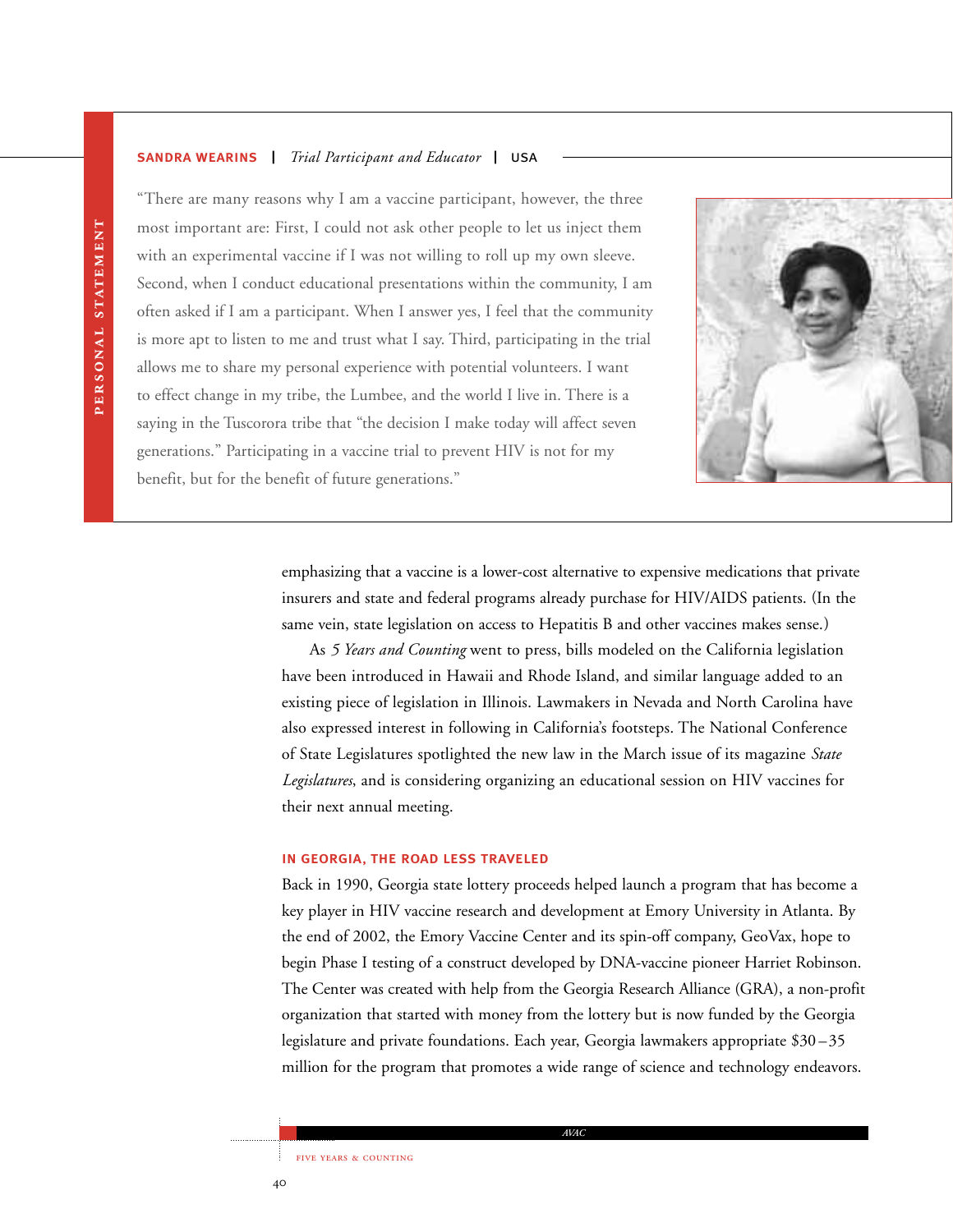**PERSONAL STATEMENT**

**SANDRA WEARINS** | *Trial Participant and Educator* | USA

"There are many reasons why I am a vaccine participant, however, the three most important are: First, I could not ask other people to let us inject them with an experimental vaccine if I was not willing to roll up my own sleeve. Second, when I conduct educational presentations within the community, I am often asked if I am a participant. When I answer yes, I feel that the community is more apt to listen to me and trust what I say. Third, participating in the trial allows me to share my personal experience with potential volunteers. I want to effect change in my tribe, the Lumbee, and the world I live in. There is a saying in the Tuscorora tribe that "the decision I make today will affect seven generations." Participating in a vaccine trial to prevent HIV is not for my benefit, but for the benefit of future generations."

emphasizing that a vaccine is a lower-cost alternative to expensive medications that private insurers and state and federal programs already purchase for HIV/AIDS patients. (In the same vein, state legislation on access to Hepatitis B and other vaccines makes sense.)

As *5 Years and Counting* went to press, bills modeled on the California legislation have been introduced in Hawaii and Rhode Island, and similar language added to an existing piece of legislation in Illinois. Lawmakers in Nevada and North Carolina have also expressed interest in following in California's footsteps. The National Conference of State Legislatures spotlighted the new law in the March issue of its magazine *State Legislatures*, and is considering organizing an educational session on HIV vaccines for their next annual meeting.

### IN GEORGIA, THE ROAD LESS TRAVELED

Back in 1990, Georgia state lottery proceeds helped launch a program that has become a key player in HIV vaccine research and development at Emory University in Atlanta. By the end of 2002, the Emory Vaccine Center and its spin-off company, GeoVax, hope to begin Phase I testing of a construct developed by DNA-vaccine pioneer Harriet Robinson. The Center was created with help from the Georgia Research Alliance (GRA), a non-profit organization that started with money from the lottery but is now funded by the Georgia legislature and private foundations. Each year, Georgia lawmakers appropriate $30–35 million for the program that promotes a wide range of science and technology endeavors.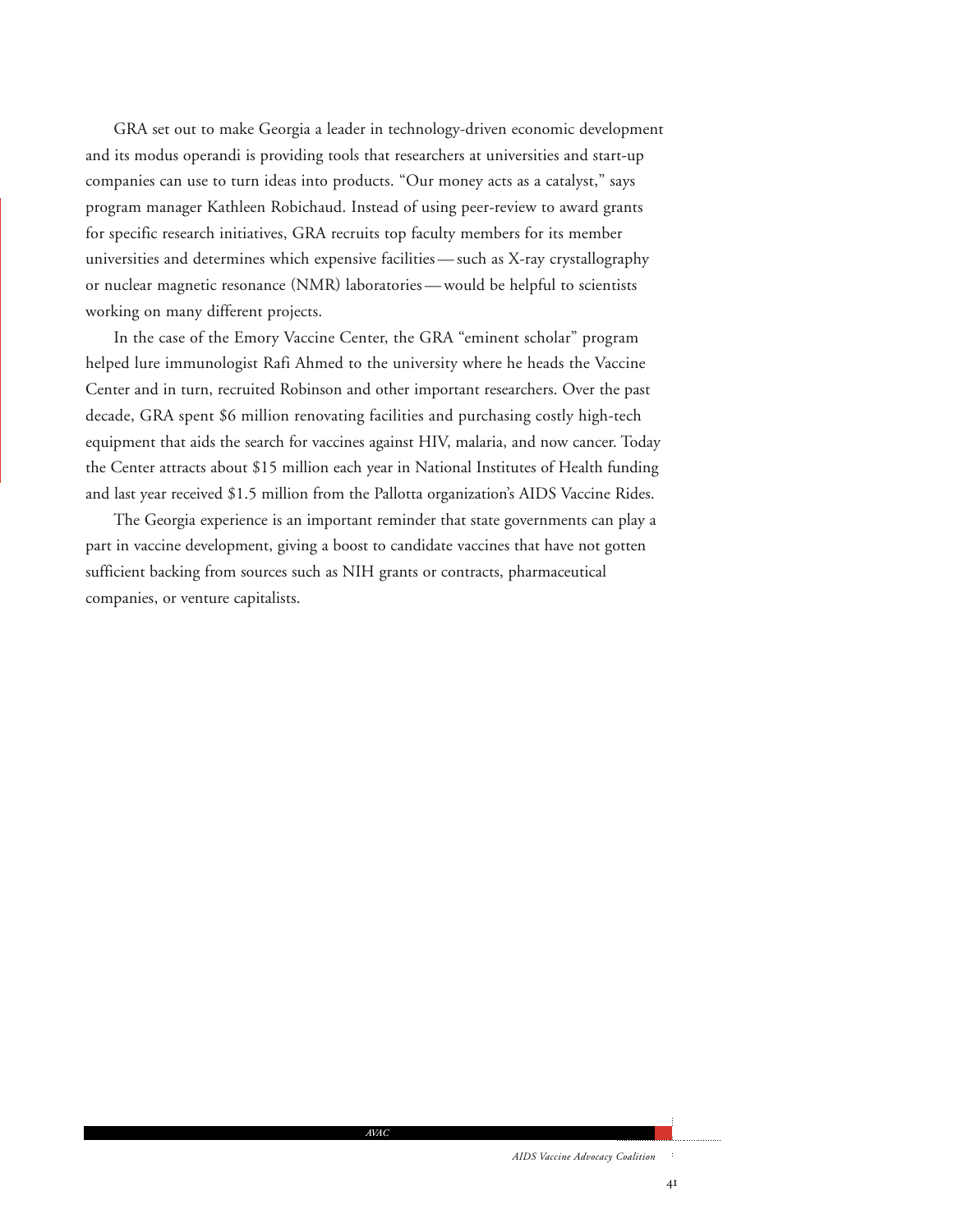GRA set out to make Georgia a leader in technology-driven economic development and its modus operandi is providing tools that researchers at universities and start-up companies can use to turn ideas into products. "Our money acts as a catalyst," says program manager Kathleen Robichaud. Instead of using peer-review to award grants for specific research initiatives, GRA recruits top faculty members for its member universities and determines which expensive facilities — such as X-ray crystallography or nuclear magnetic resonance (NMR) laboratories — would be helpful to scientists working on many different projects.

In the case of the Emory Vaccine Center, the GRA "eminent scholar" program helped lure immunologist Rafi Ahmed to the university where he heads the Vaccine Center and in turn, recruited Robinson and other important researchers. Over the past decade, GRA spent $6 million renovating facilities and purchasing costly high-tech equipment that aids the search for vaccines against HIV, malaria, and now cancer. Today the Center attracts about $15 million each year in National Institutes of Health funding and last year received $1.5 million from the Pallotta organization's AIDS Vaccine Rides.

The Georgia experience is an important reminder that state governments can play a part in vaccine development, giving a boost to candidate vaccines that have not gotten sufficient backing from sources such as NIH grants or contracts, pharmaceutical companies, or venture capitalists.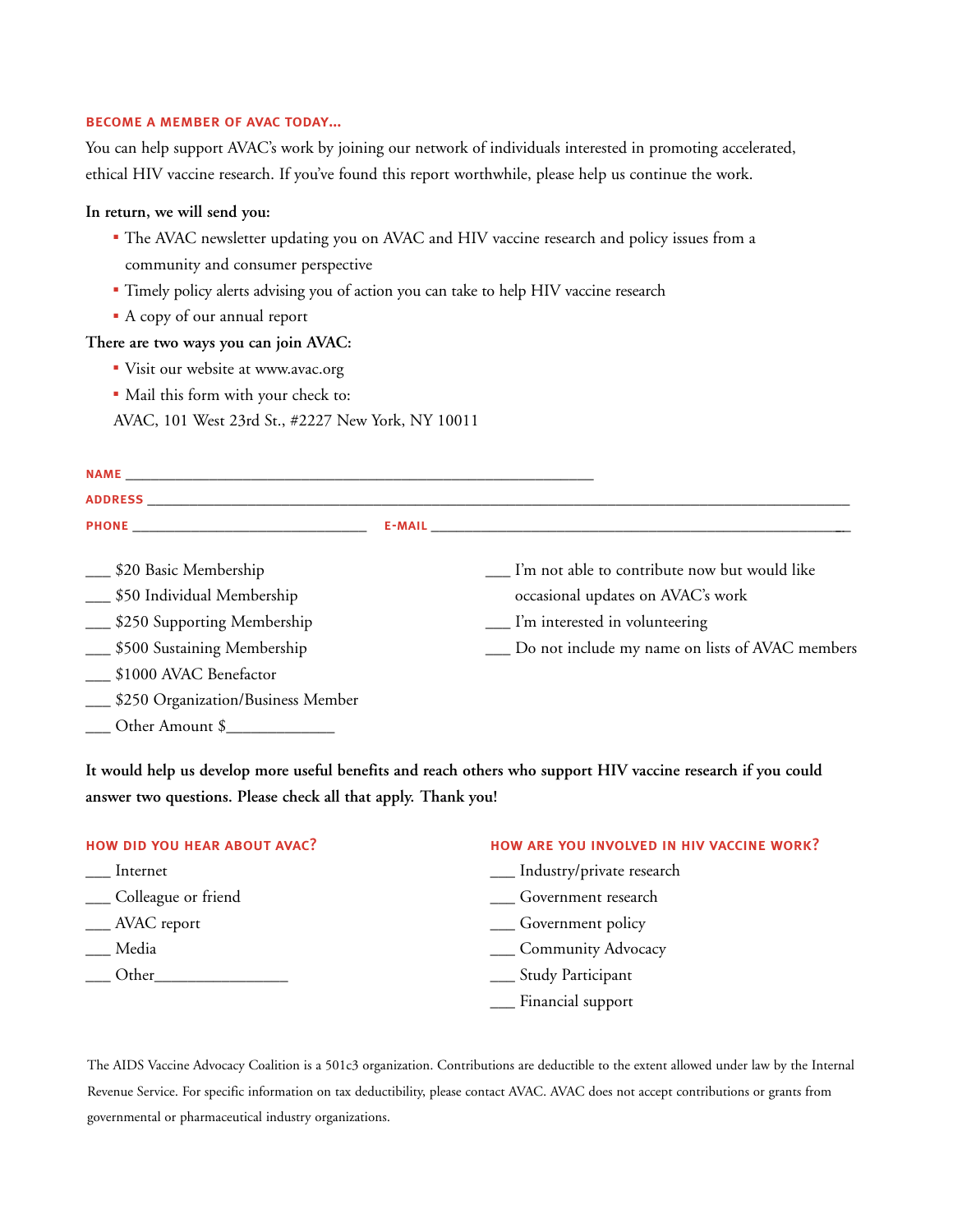## BECOME A MEMBER OF AVAC TODAY...

You can help support AVAC's work by joining our network of individuals interested in promoting accelerated, ethical HIV vaccine research. If you've found this report worthwhile, please help us continue the work.

**In return, we will send you:**

- The AVAC newsletter updating you on AVAC and HIV vaccine research and policy issues from a community and consumer perspective
- Timely policy alerts advising you of action you can take to help HIV vaccine research
- A copy of our annual report

**There are two ways you can join AVAC:**

- Visit our website at www.avac.org
- Mail this form with your check to:

AVAC, 101 West 23rd St., #2227 New York, NY 10011

NAME ____________________________________________

ADDRESS ____________________________________________

PHONE ______________________ E-MAIL ______________________

___ $20 Basic Membership
___ $50 Individual Membership
___ $250 Supporting Membership
___ $500 Sustaining Membership
___ $1000 AVAC Benefactor
___ $250 Organization/Business Member
___ Other Amount $____________

___ I'm not able to contribute now but would like occasional updates on AVAC's work
___ I'm interested in volunteering
___ Do not include my name on lists of AVAC members

**It would help us develop more useful benefits and reach others who support HIV vaccine research if you could answer two questions. Please check all that apply. Thank you!**

### HOW DID YOU HEAR ABOUT AVAC?

___ Internet
___ Colleague or friend
___ AVAC report
___ Media
___ Other________________

### HOW ARE YOU INVOLVED IN HIV VACCINE WORK?

___ Industry/private research
___ Government research
___ Government policy
___ Community Advocacy
___ Study Participant
___ Financial support

The AIDS Vaccine Advocacy Coalition is a 501c3 organization. Contributions are deductible to the extent allowed under law by the Internal Revenue Service. For specific information on tax deductibility, please contact AVAC. AVAC does not accept contributions or grants from governmental or pharmaceutical industry organizations.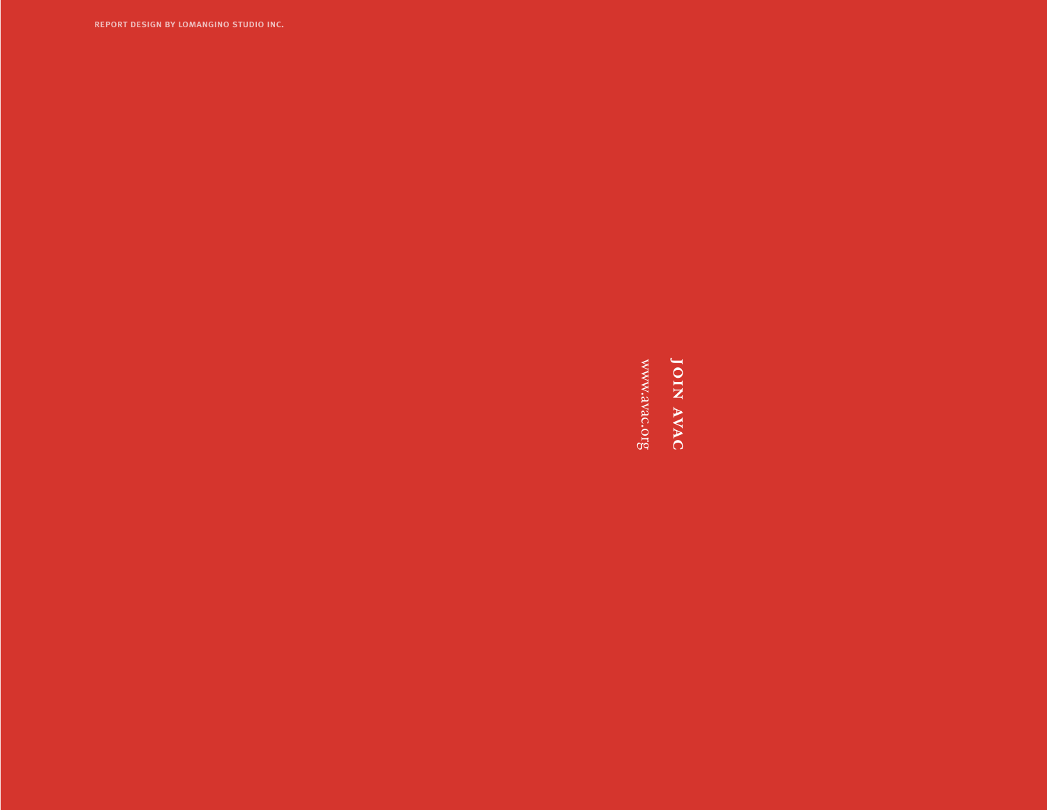REPORT DESIGN BY LOMANGINO STUDIO INC.

**JOIN AVAC**

www.avac.org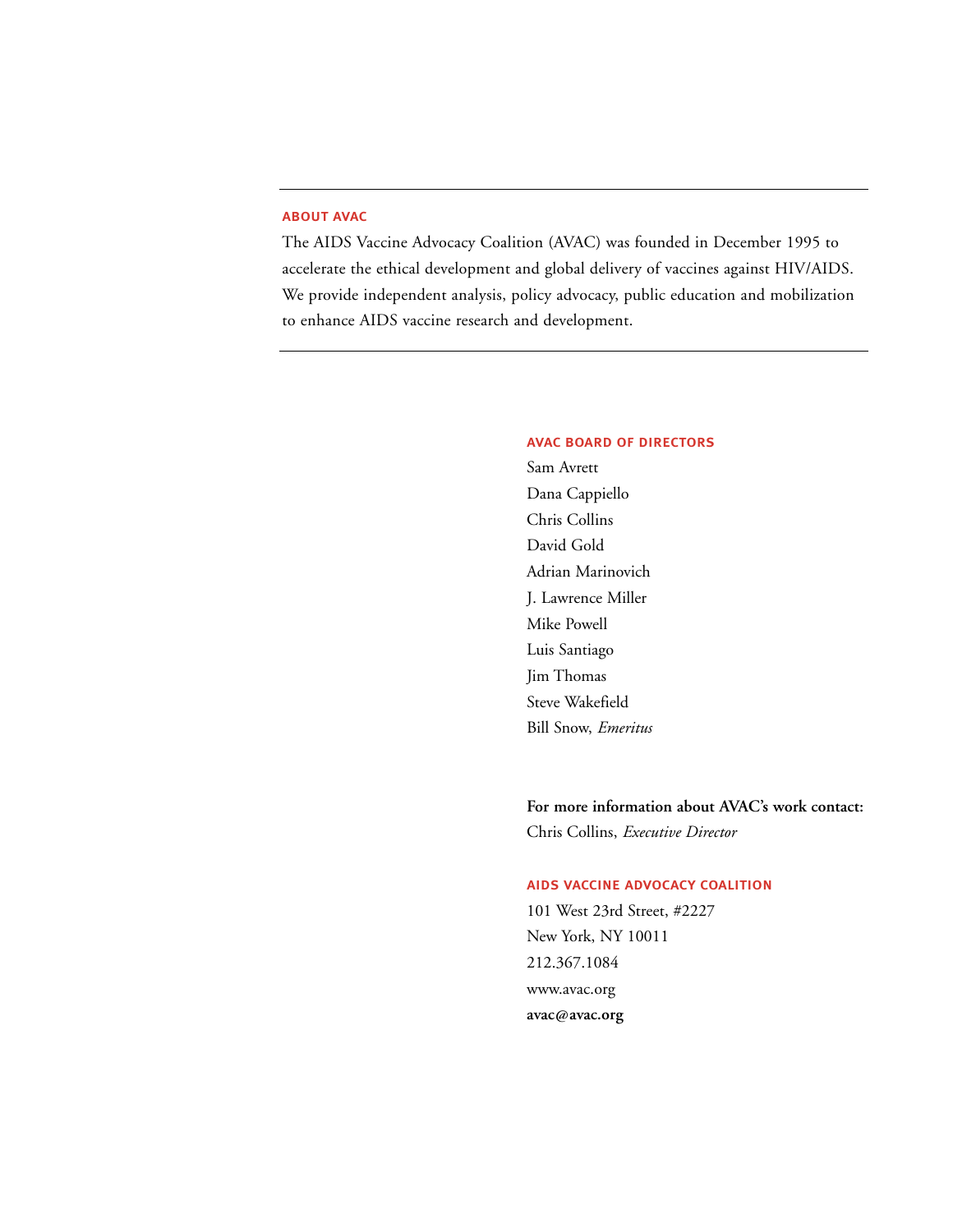## ABOUT AVAC

The AIDS Vaccine Advocacy Coalition (AVAC) was founded in December 1995 to accelerate the ethical development and global delivery of vaccines against HIV/AIDS. We provide independent analysis, policy advocacy, public education and mobilization to enhance AIDS vaccine research and development.

## AVAC BOARD OF DIRECTORS

Sam Avrett
Dana Cappiello
Chris Collins
David Gold
Adrian Marinovich
J. Lawrence Miller
Mike Powell
Luis Santiago
Jim Thomas
Steve Wakefield
Bill Snow, *Emeritus*

**For more information about AVAC's work contact:**
Chris Collins, *Executive Director*

## AIDS VACCINE ADVOCACY COALITION

101 West 23rd Street, #2227
New York, NY 10011
212.367.1084
www.avac.org
**avac@avac.org**